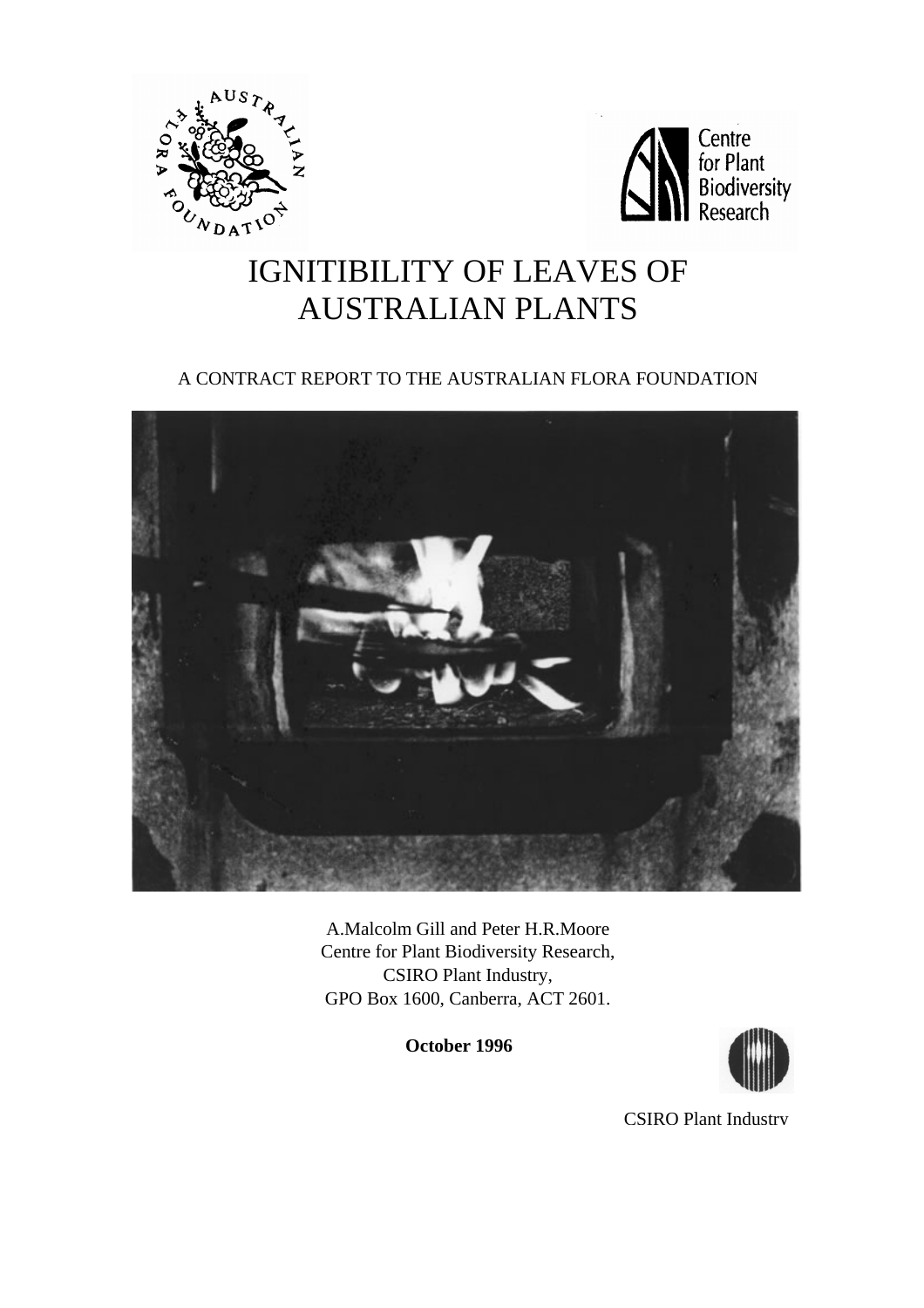# IGNITIBILITY OF LEAVES OF AUSTRALIAN PLANTS

A CONTRACT REPORT TO THE AUSTRALIAN FLORA FOUNDATION

A.Malcolm Gill and Peter H.R.Moore
Centre for Plant Biodiversity Research,
CSIRO Plant Industry,
GPO Box 1600, Canberra, ACT 2601.

**October 1996**

CSIRO Plant Industry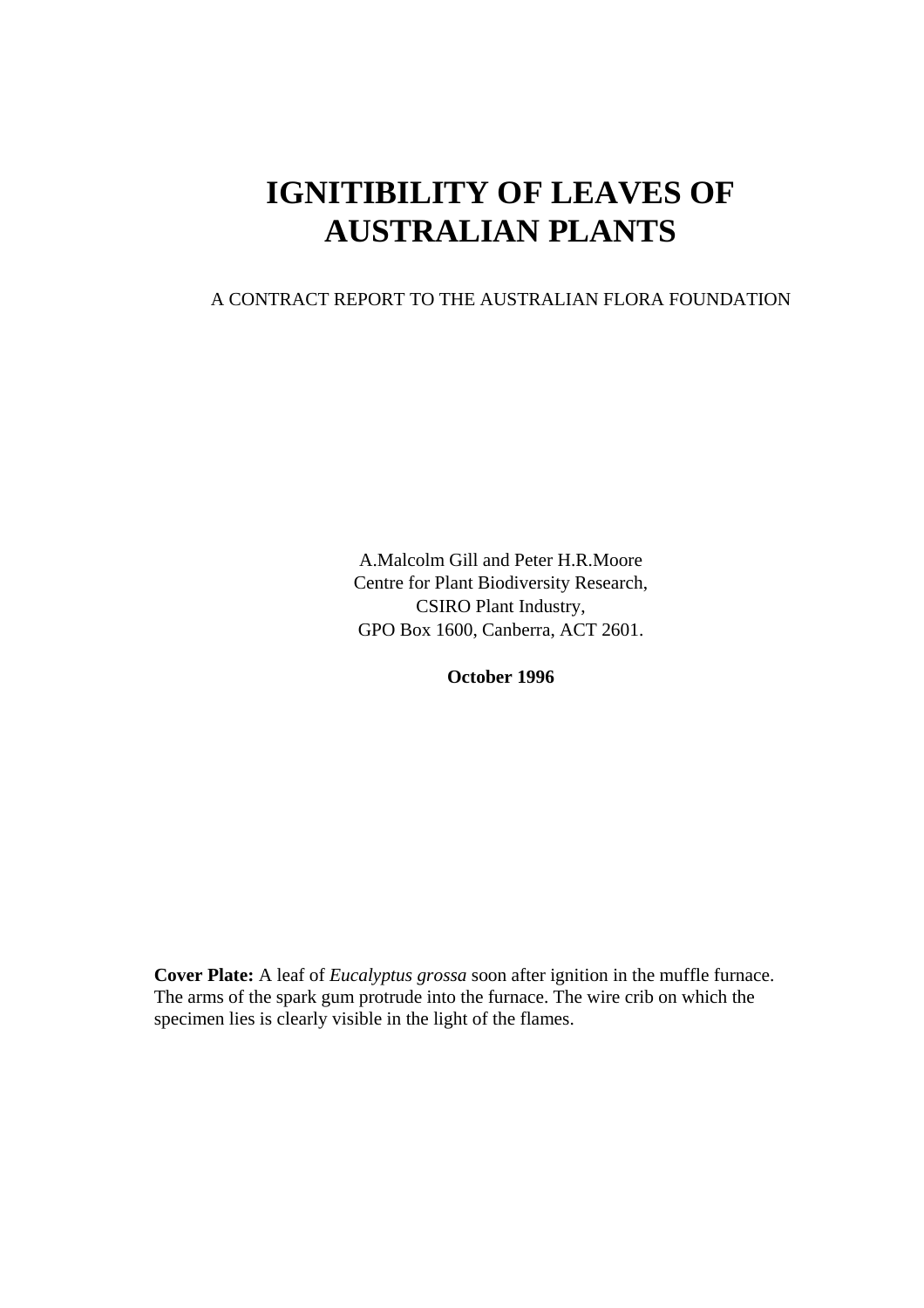# IGNITIBILITY OF LEAVES OF AUSTRALIAN PLANTS

A CONTRACT REPORT TO THE AUSTRALIAN FLORA FOUNDATION

A.Malcolm Gill and Peter H.R.Moore
Centre for Plant Biodiversity Research,
CSIRO Plant Industry,
GPO Box 1600, Canberra, ACT 2601.

**October 1996**

**Cover Plate:** A leaf of *Eucalyptus grossa* soon after ignition in the muffle furnace. The arms of the spark gum protrude into the furnace. The wire crib on which the specimen lies is clearly visible in the light of the flames.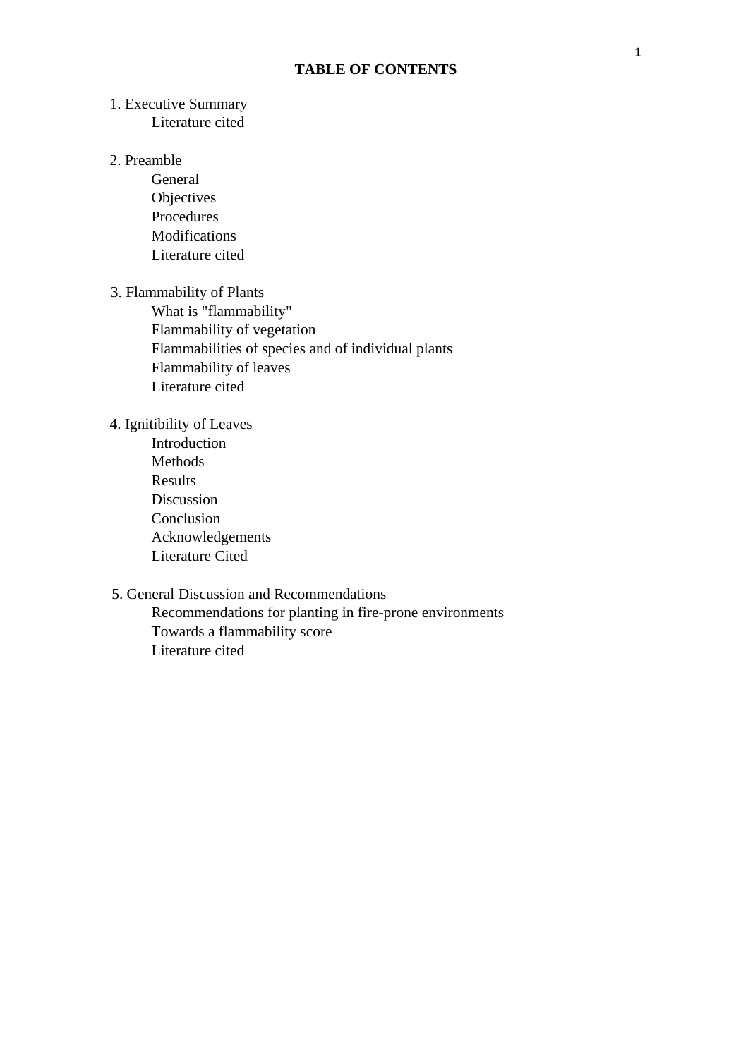# TABLE OF CONTENTS

1. Executive Summary
    - Literature cited

2. Preamble
    - General
    - Objectives
    - Procedures
    - Modifications
    - Literature cited

3. Flammability of Plants
    - What is "flammability"
    - Flammability of vegetation
    - Flammabilities of species and of individual plants
    - Flammability of leaves
    - Literature cited

4. Ignitibility of Leaves
    - Introduction
    - Methods
    - Results
    - Discussion
    - Conclusion
    - Acknowledgements
    - Literature Cited

5. General Discussion and Recommendations
    - Recommendations for planting in fire-prone environments
    - Towards a flammability score
    - Literature cited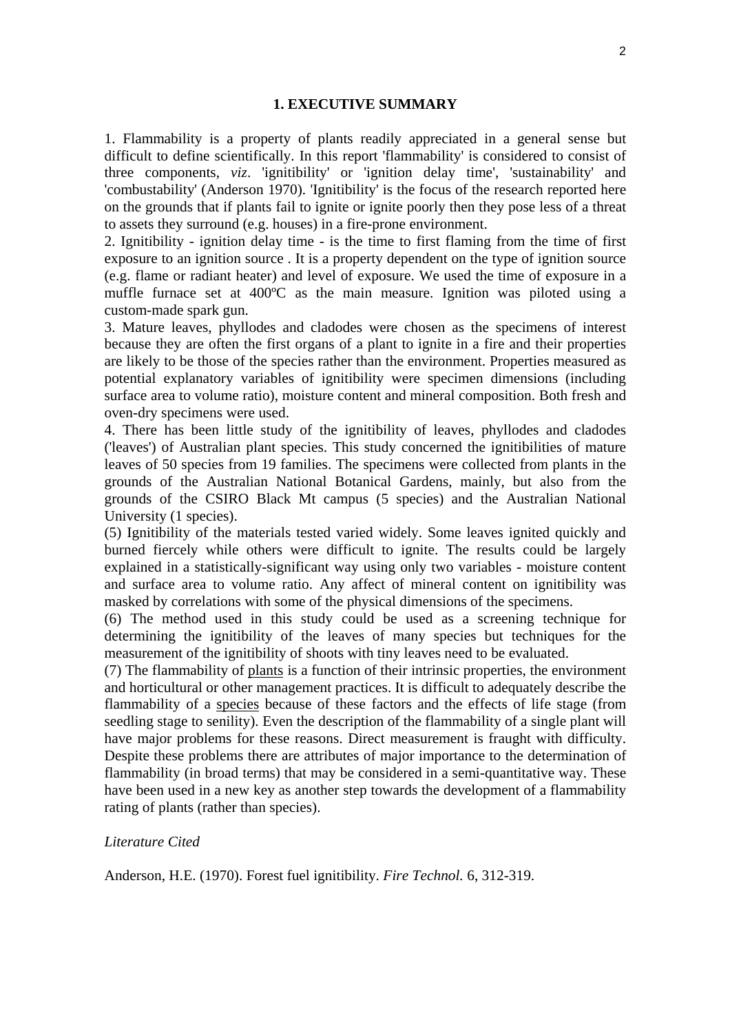## 1. EXECUTIVE SUMMARY

1. Flammability is a property of plants readily appreciated in a general sense but difficult to define scientifically. In this report 'flammability' is considered to consist of three components, *viz*. 'ignitibility' or 'ignition delay time', 'sustainability' and 'combustability' (Anderson 1970). 'Ignitibility' is the focus of the research reported here on the grounds that if plants fail to ignite or ignite poorly then they pose less of a threat to assets they surround (e.g. houses) in a fire-prone environment.

2. Ignitibility - ignition delay time - is the time to first flaming from the time of first exposure to an ignition source . It is a property dependent on the type of ignition source (e.g. flame or radiant heater) and level of exposure. We used the time of exposure in a muffle furnace set at 400ºC as the main measure. Ignition was piloted using a custom-made spark gun.

3. Mature leaves, phyllodes and cladodes were chosen as the specimens of interest because they are often the first organs of a plant to ignite in a fire and their properties are likely to be those of the species rather than the environment. Properties measured as potential explanatory variables of ignitibility were specimen dimensions (including surface area to volume ratio), moisture content and mineral composition. Both fresh and oven-dry specimens were used.

4. There has been little study of the ignitibility of leaves, phyllodes and cladodes ('leaves') of Australian plant species. This study concerned the ignitibilities of mature leaves of 50 species from 19 families. The specimens were collected from plants in the grounds of the Australian National Botanical Gardens, mainly, but also from the grounds of the CSIRO Black Mt campus (5 species) and the Australian National University (1 species).

(5) Ignitibility of the materials tested varied widely. Some leaves ignited quickly and burned fiercely while others were difficult to ignite. The results could be largely explained in a statistically-significant way using only two variables - moisture content and surface area to volume ratio. Any affect of mineral content on ignitibility was masked by correlations with some of the physical dimensions of the specimens.

(6) The method used in this study could be used as a screening technique for determining the ignitibility of the leaves of many species but techniques for the measurement of the ignitibility of shoots with tiny leaves need to be evaluated.

(7) The flammability of plants is a function of their intrinsic properties, the environment and horticultural or other management practices. It is difficult to adequately describe the flammability of a species because of these factors and the effects of life stage (from seedling stage to senility). Even the description of the flammability of a single plant will have major problems for these reasons. Direct measurement is fraught with difficulty. Despite these problems there are attributes of major importance to the determination of flammability (in broad terms) that may be considered in a semi-quantitative way. These have been used in a new key as another step towards the development of a flammability rating of plants (rather than species).

*Literature Cited*

Anderson, H.E. (1970). Forest fuel ignitibility. *Fire Technol.* 6, 312-319.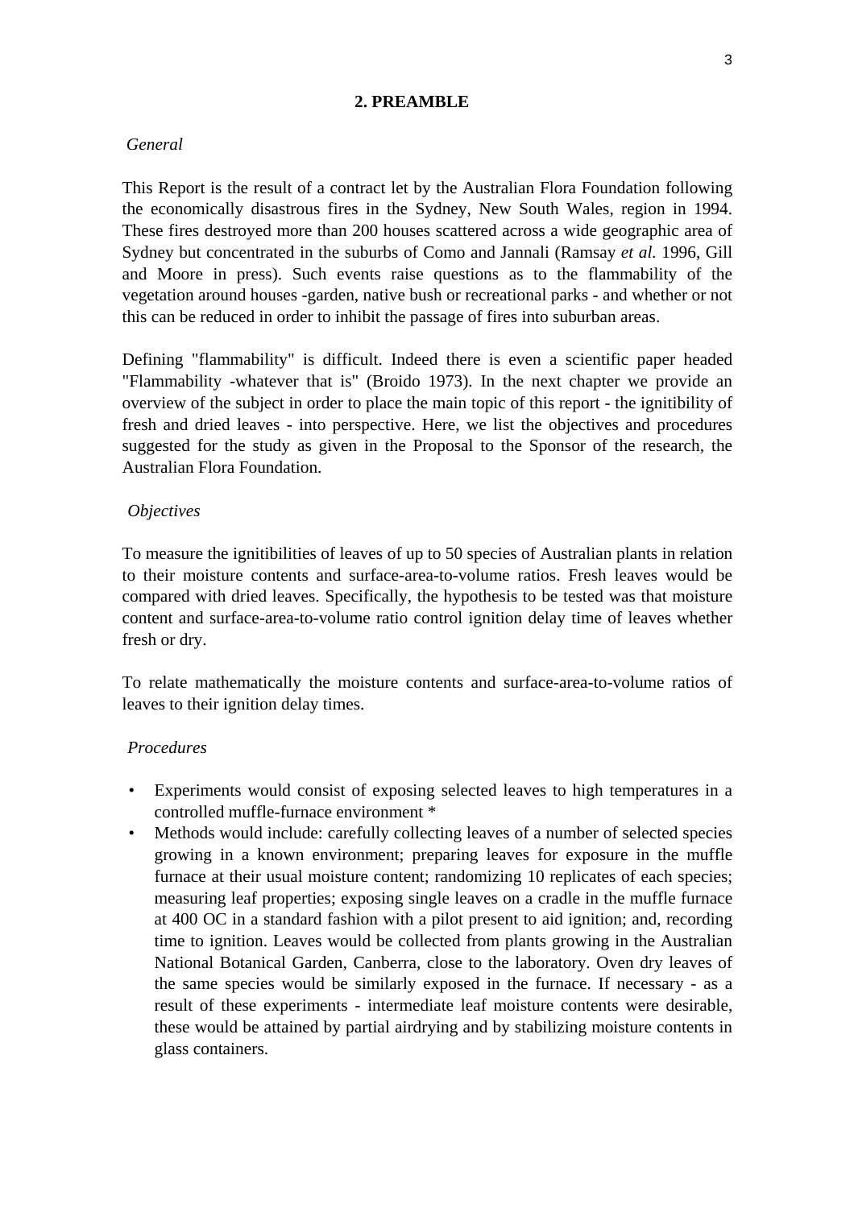## 2. PREAMBLE

*General*

This Report is the result of a contract let by the Australian Flora Foundation following the economically disastrous fires in the Sydney, New South Wales, region in 1994. These fires destroyed more than 200 houses scattered across a wide geographic area of Sydney but concentrated in the suburbs of Como and Jannali (Ramsay *et al.* 1996, Gill and Moore in press). Such events raise questions as to the flammability of the vegetation around houses -garden, native bush or recreational parks - and whether or not this can be reduced in order to inhibit the passage of fires into suburban areas.

Defining "flammability" is difficult. Indeed there is even a scientific paper headed "Flammability -whatever that is" (Broido 1973). In the next chapter we provide an overview of the subject in order to place the main topic of this report - the ignitibility of fresh and dried leaves - into perspective. Here, we list the objectives and procedures suggested for the study as given in the Proposal to the Sponsor of the research, the Australian Flora Foundation.

*Objectives*

To measure the ignitibilities of leaves of up to 50 species of Australian plants in relation to their moisture contents and surface-area-to-volume ratios. Fresh leaves would be compared with dried leaves. Specifically, the hypothesis to be tested was that moisture content and surface-area-to-volume ratio control ignition delay time of leaves whether fresh or dry.

To relate mathematically the moisture contents and surface-area-to-volume ratios of leaves to their ignition delay times.

*Procedures*

- Experiments would consist of exposing selected leaves to high temperatures in a controlled muffle-furnace environment *
- Methods would include: carefully collecting leaves of a number of selected species growing in a known environment; preparing leaves for exposure in the muffle furnace at their usual moisture content; randomizing 10 replicates of each species; measuring leaf properties; exposing single leaves on a cradle in the muffle furnace at 400 OC in a standard fashion with a pilot present to aid ignition; and, recording time to ignition. Leaves would be collected from plants growing in the Australian National Botanical Garden, Canberra, close to the laboratory. Oven dry leaves of the same species would be similarly exposed in the furnace. If necessary - as a result of these experiments - intermediate leaf moisture contents were desirable, these would be attained by partial airdrying and by stabilizing moisture contents in glass containers.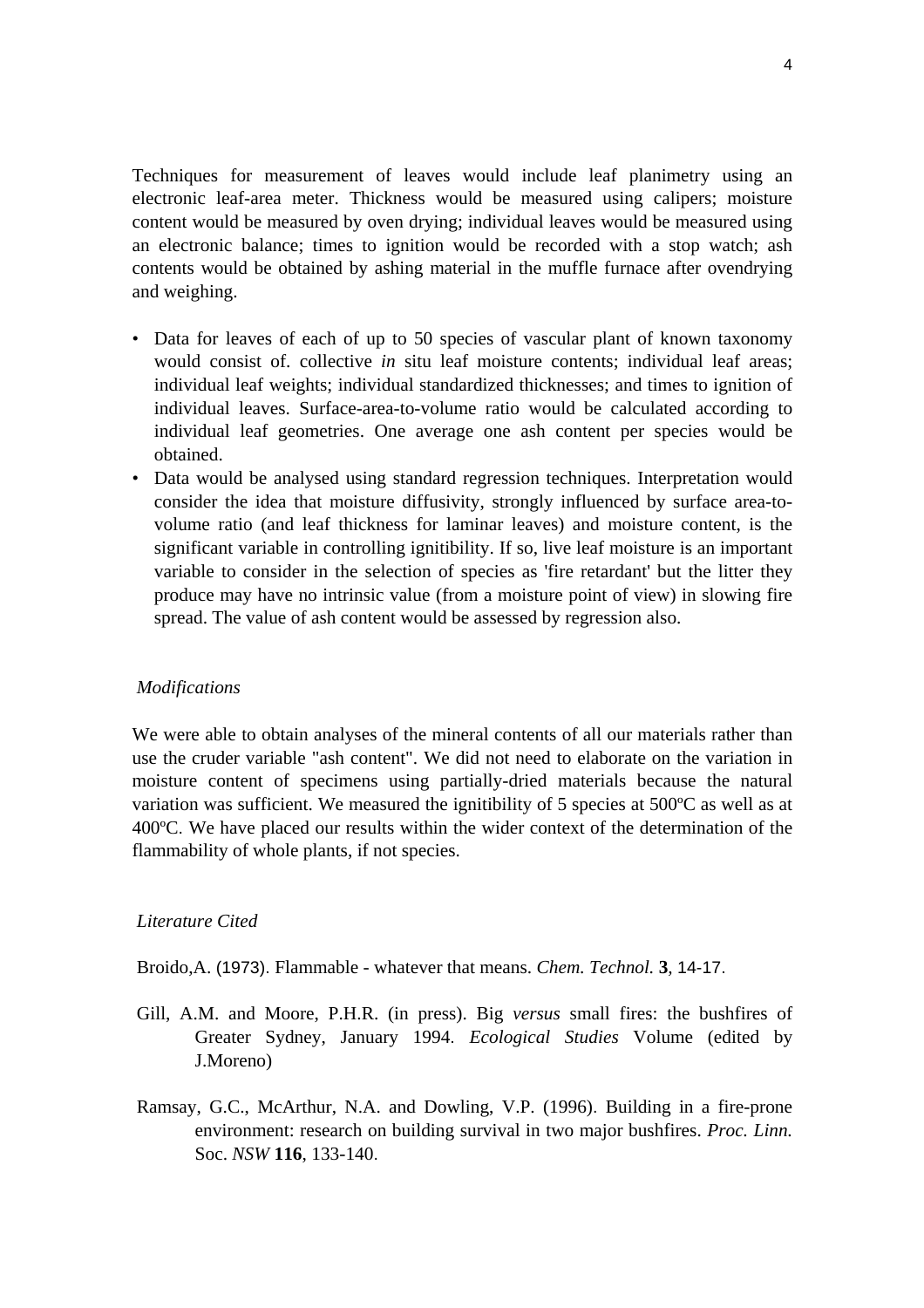Techniques for measurement of leaves would include leaf planimetry using an electronic leaf-area meter. Thickness would be measured using calipers; moisture content would be measured by oven drying; individual leaves would be measured using an electronic balance; times to ignition would be recorded with a stop watch; ash contents would be obtained by ashing material in the muffle furnace after ovendrying and weighing.

- Data for leaves of each of up to 50 species of vascular plant of known taxonomy would consist of. collective *in* situ leaf moisture contents; individual leaf areas; individual leaf weights; individual standardized thicknesses; and times to ignition of individual leaves. Surface-area-to-volume ratio would be calculated according to individual leaf geometries. One average one ash content per species would be obtained.
- Data would be analysed using standard regression techniques. Interpretation would consider the idea that moisture diffusivity, strongly influenced by surface area-to-volume ratio (and leaf thickness for laminar leaves) and moisture content, is the significant variable in controlling ignitibility. If so, live leaf moisture is an important variable to consider in the selection of species as 'fire retardant' but the litter they produce may have no intrinsic value (from a moisture point of view) in slowing fire spread. The value of ash content would be assessed by regression also.

*Modifications*

We were able to obtain analyses of the mineral contents of all our materials rather than use the cruder variable "ash content". We did not need to elaborate on the variation in moisture content of specimens using partially-dried materials because the natural variation was sufficient. We measured the ignitibility of 5 species at 500ºC as well as at 400ºC. We have placed our results within the wider context of the determination of the flammability of whole plants, if not species.

*Literature Cited*

Broido,A. (1973). Flammable - whatever that means. *Chem. Technol.* **3**, 14-17.

Gill, A.M. and Moore, P.H.R. (in press). Big *versus* small fires: the bushfires of Greater Sydney, January 1994. *Ecological Studies* Volume (edited by J.Moreno)

Ramsay, G.C., McArthur, N.A. and Dowling, V.P. (1996). Building in a fire-prone environment: research on building survival in two major bushfires. *Proc. Linn.* Soc. *NSW* **116**, 133-140.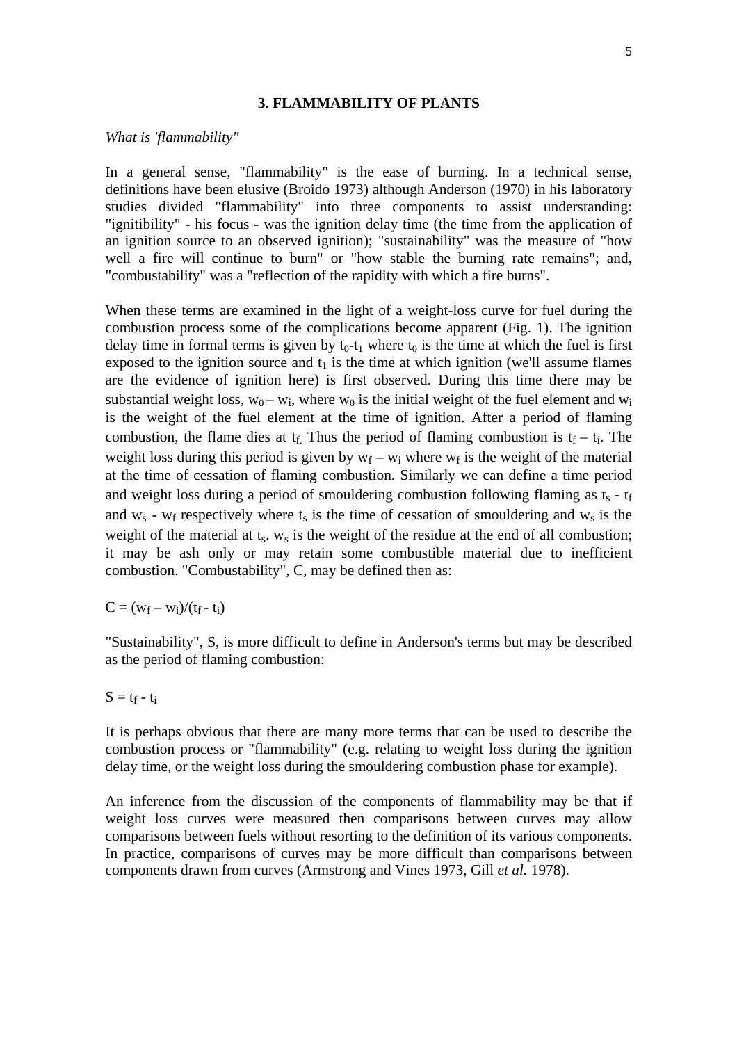## 3. FLAMMABILITY OF PLANTS

*What is 'flammability"*

In a general sense, "flammability" is the ease of burning. In a technical sense, definitions have been elusive (Broido 1973) although Anderson (1970) in his laboratory studies divided "flammability" into three components to assist understanding: "ignitibility" - his focus - was the ignition delay time (the time from the application of an ignition source to an observed ignition); "sustainability" was the measure of "how well a fire will continue to burn" or "how stable the burning rate remains"; and, "combustability" was a "reflection of the rapidity with which a fire burns".

When these terms are examined in the light of a weight-loss curve for fuel during the combustion process some of the complications become apparent (Fig. 1). The ignition delay time in formal terms is given by $t_0$-$t_1$ where $t_0$ is the time at which the fuel is first exposed to the ignition source and $t_1$ is the time at which ignition (we'll assume flames are the evidence of ignition here) is first observed. During this time there may be substantial weight loss, $w_0 - w_i$, where $w_0$ is the initial weight of the fuel element and $w_i$ is the weight of the fuel element at the time of ignition. After a period of flaming combustion, the flame dies at $t_f$. Thus the period of flaming combustion is $t_f - t_i$. The weight loss during this period is given by $w_f - w_i$ where $w_f$ is the weight of the material at the time of cessation of flaming combustion. Similarly we can define a time period and weight loss during a period of smouldering combustion following flaming as $t_s$ - $t_f$ and $w_s$ - $w_f$ respectively where $t_s$ is the time of cessation of smouldering and $w_s$ is the weight of the material at $t_s$. $w_s$ is the weight of the residue at the end of all combustion; it may be ash only or may retain some combustible material due to inefficient combustion. "Combustability", C, may be defined then as:

$$C = (w_f - w_i)/(t_f - t_i)$$

"Sustainability", S, is more difficult to define in Anderson's terms but may be described as the period of flaming combustion:

$$S = t_f - t_i$$

It is perhaps obvious that there are many more terms that can be used to describe the combustion process or "flammability" (e.g. relating to weight loss during the ignition delay time, or the weight loss during the smouldering combustion phase for example).

An inference from the discussion of the components of flammability may be that if weight loss curves were measured then comparisons between curves may allow comparisons between fuels without resorting to the definition of its various components. In practice, comparisons of curves may be more difficult than comparisons between components drawn from curves (Armstrong and Vines 1973, Gill *et al.* 1978).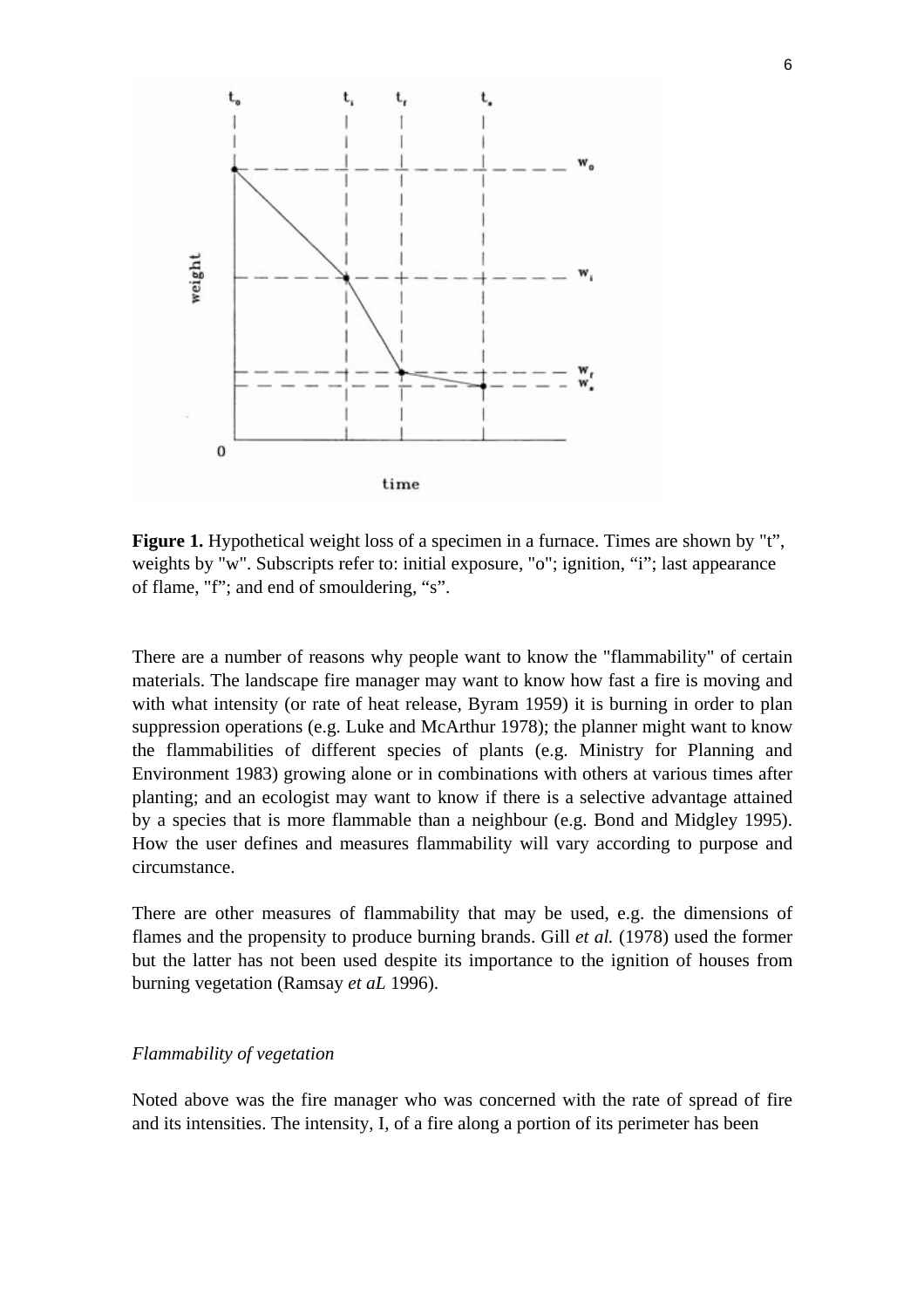**Figure 1.** Hypothetical weight loss of a specimen in a furnace. Times are shown by "t", weights by "w". Subscripts refer to: initial exposure, "o"; ignition, "i"; last appearance of flame, "f"; and end of smouldering, "s".

There are a number of reasons why people want to know the "flammability" of certain materials. The landscape fire manager may want to know how fast a fire is moving and with what intensity (or rate of heat release, Byram 1959) it is burning in order to plan suppression operations (e.g. Luke and McArthur 1978); the planner might want to know the flammabilities of different species of plants (e.g. Ministry for Planning and Environment 1983) growing alone or in combinations with others at various times after planting; and an ecologist may want to know if there is a selective advantage attained by a species that is more flammable than a neighbour (e.g. Bond and Midgley 1995). How the user defines and measures flammability will vary according to purpose and circumstance.

There are other measures of flammability that may be used, e.g. the dimensions of flames and the propensity to produce burning brands. Gill *et al.* (1978) used the former but the latter has not been used despite its importance to the ignition of houses from burning vegetation (Ramsay *et aL* 1996).

*Flammability of vegetation*

Noted above was the fire manager who was concerned with the rate of spread of fire and its intensities. The intensity, I, of a fire along a portion of its perimeter has been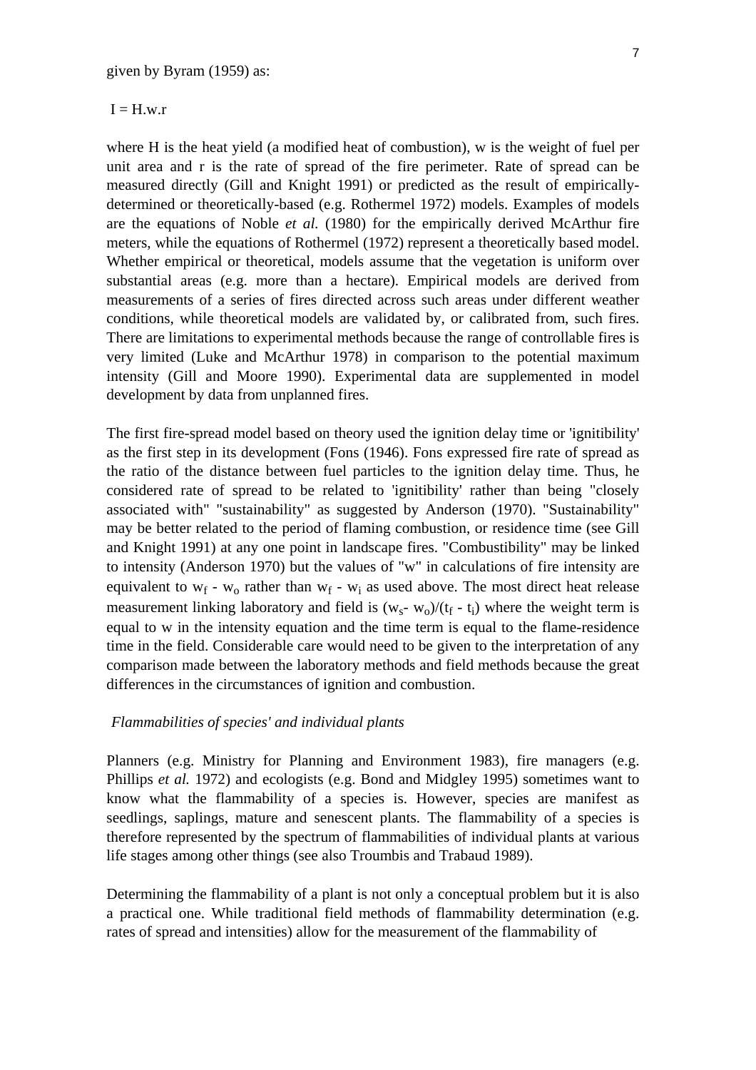given by Byram (1959) as:

$I = H.w.r$

where H is the heat yield (a modified heat of combustion), w is the weight of fuel per unit area and r is the rate of spread of the fire perimeter. Rate of spread can be measured directly (Gill and Knight 1991) or predicted as the result of empirically-determined or theoretically-based (e.g. Rothermel 1972) models. Examples of models are the equations of Noble *et al.* (1980) for the empirically derived McArthur fire meters, while the equations of Rothermel (1972) represent a theoretically based model. Whether empirical or theoretical, models assume that the vegetation is uniform over substantial areas (e.g. more than a hectare). Empirical models are derived from measurements of a series of fires directed across such areas under different weather conditions, while theoretical models are validated by, or calibrated from, such fires. There are limitations to experimental methods because the range of controllable fires is very limited (Luke and McArthur 1978) in comparison to the potential maximum intensity (Gill and Moore 1990). Experimental data are supplemented in model development by data from unplanned fires.

The first fire-spread model based on theory used the ignition delay time or 'ignitibility' as the first step in its development (Fons (1946). Fons expressed fire rate of spread as the ratio of the distance between fuel particles to the ignition delay time. Thus, he considered rate of spread to be related to 'ignitibility' rather than being "closely associated with" "sustainability" as suggested by Anderson (1970). "Sustainability" may be better related to the period of flaming combustion, or residence time (see Gill and Knight 1991) at any one point in landscape fires. "Combustibility" may be linked to intensity (Anderson 1970) but the values of "w" in calculations of fire intensity are equivalent to $w_f - w_o$ rather than $w_f - w_i$ as used above. The most direct heat release measurement linking laboratory and field is $(w_s - w_o)/(t_f - t_i)$ where the weight term is equal to w in the intensity equation and the time term is equal to the flame-residence time in the field. Considerable care would need to be given to the interpretation of any comparison made between the laboratory methods and field methods because the great differences in the circumstances of ignition and combustion.

*Flammabilities of species' and individual plants*

Planners (e.g. Ministry for Planning and Environment 1983), fire managers (e.g. Phillips *et al.* 1972) and ecologists (e.g. Bond and Midgley 1995) sometimes want to know what the flammability of a species is. However, species are manifest as seedlings, saplings, mature and senescent plants. The flammability of a species is therefore represented by the spectrum of flammabilities of individual plants at various life stages among other things (see also Troumbis and Trabaud 1989).

Determining the flammability of a plant is not only a conceptual problem but it is also a practical one. While traditional field methods of flammability determination (e.g. rates of spread and intensities) allow for the measurement of the flammability of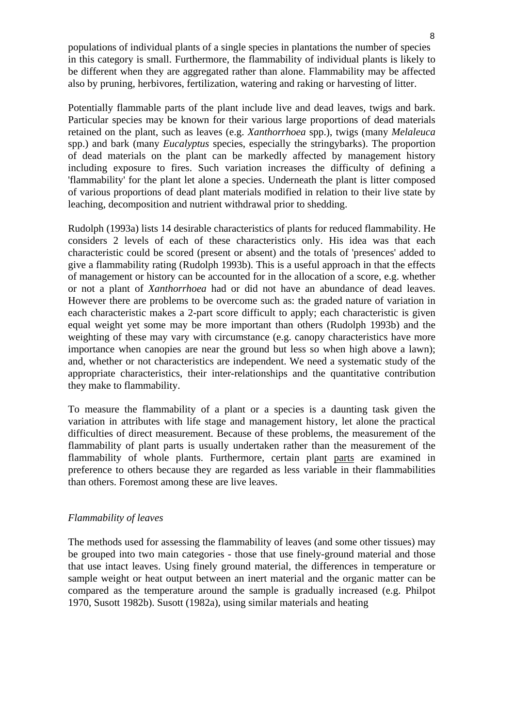populations of individual plants of a single species in plantations the number of species in this category is small. Furthermore, the flammability of individual plants is likely to be different when they are aggregated rather than alone. Flammability may be affected also by pruning, herbivores, fertilization, watering and raking or harvesting of litter.

Potentially flammable parts of the plant include live and dead leaves, twigs and bark. Particular species may be known for their various large proportions of dead materials retained on the plant, such as leaves (e.g. *Xanthorrhoea* spp.), twigs (many *Melaleuca* spp.) and bark (many *Eucalyptus* species, especially the stringybarks). The proportion of dead materials on the plant can be markedly affected by management history including exposure to fires. Such variation increases the difficulty of defining a 'flammability' for the plant let alone a species. Underneath the plant is litter composed of various proportions of dead plant materials modified in relation to their live state by leaching, decomposition and nutrient withdrawal prior to shedding.

Rudolph (1993a) lists 14 desirable characteristics of plants for reduced flammability. He considers 2 levels of each of these characteristics only. His idea was that each characteristic could be scored (present or absent) and the totals of 'presences' added to give a flammability rating (Rudolph 1993b). This is a useful approach in that the effects of management or history can be accounted for in the allocation of a score, e.g. whether or not a plant of *Xanthorrhoea* had or did not have an abundance of dead leaves. However there are problems to be overcome such as: the graded nature of variation in each characteristic makes a 2-part score difficult to apply; each characteristic is given equal weight yet some may be more important than others (Rudolph 1993b) and the weighting of these may vary with circumstance (e.g. canopy characteristics have more importance when canopies are near the ground but less so when high above a lawn); and, whether or not characteristics are independent. We need a systematic study of the appropriate characteristics, their inter-relationships and the quantitative contribution they make to flammability.

To measure the flammability of a plant or a species is a daunting task given the variation in attributes with life stage and management history, let alone the practical difficulties of direct measurement. Because of these problems, the measurement of the flammability of plant parts is usually undertaken rather than the measurement of the flammability of whole plants. Furthermore, certain plant parts are examined in preference to others because they are regarded as less variable in their flammabilities than others. Foremost among these are live leaves.

*Flammability of leaves*

The methods used for assessing the flammability of leaves (and some other tissues) may be grouped into two main categories - those that use finely-ground material and those that use intact leaves. Using finely ground material, the differences in temperature or sample weight or heat output between an inert material and the organic matter can be compared as the temperature around the sample is gradually increased (e.g. Philpot 1970, Susott 1982b). Susott (1982a), using similar materials and heating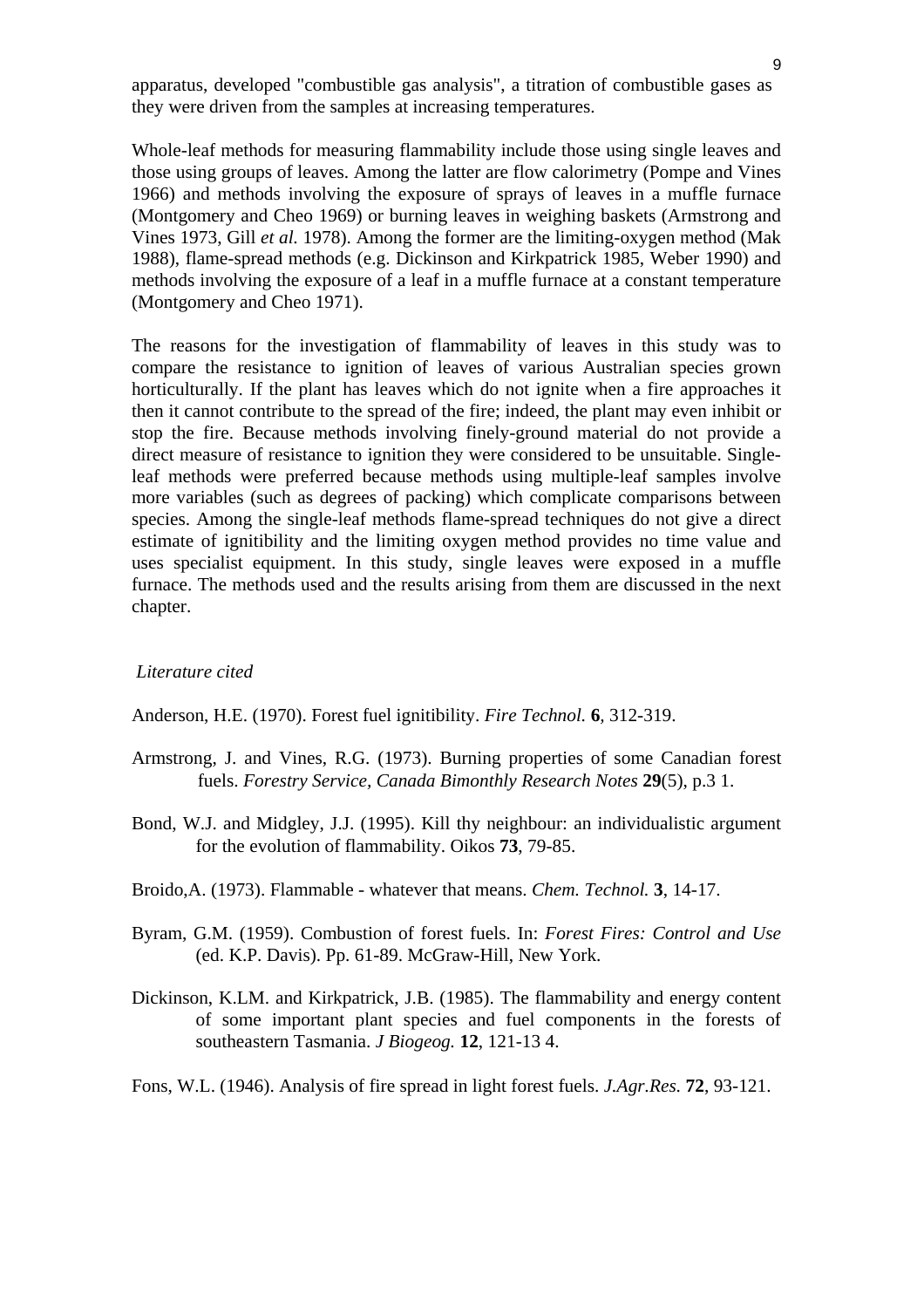apparatus, developed "combustible gas analysis", a titration of combustible gases as they were driven from the samples at increasing temperatures.

Whole-leaf methods for measuring flammability include those using single leaves and those using groups of leaves. Among the latter are flow calorimetry (Pompe and Vines 1966) and methods involving the exposure of sprays of leaves in a muffle furnace (Montgomery and Cheo 1969) or burning leaves in weighing baskets (Armstrong and Vines 1973, Gill *et al.* 1978). Among the former are the limiting-oxygen method (Mak 1988), flame-spread methods (e.g. Dickinson and Kirkpatrick 1985, Weber 1990) and methods involving the exposure of a leaf in a muffle furnace at a constant temperature (Montgomery and Cheo 1971).

The reasons for the investigation of flammability of leaves in this study was to compare the resistance to ignition of leaves of various Australian species grown horticulturally. If the plant has leaves which do not ignite when a fire approaches it then it cannot contribute to the spread of the fire; indeed, the plant may even inhibit or stop the fire. Because methods involving finely-ground material do not provide a direct measure of resistance to ignition they were considered to be unsuitable. Single-leaf methods were preferred because methods using multiple-leaf samples involve more variables (such as degrees of packing) which complicate comparisons between species. Among the single-leaf methods flame-spread techniques do not give a direct estimate of ignitibility and the limiting oxygen method provides no time value and uses specialist equipment. In this study, single leaves were exposed in a muffle furnace. The methods used and the results arising from them are discussed in the next chapter.

*Literature cited*

Anderson, H.E. (1970). Forest fuel ignitibility. *Fire Technol.* **6**, 312-319.

Armstrong, J. and Vines, R.G. (1973). Burning properties of some Canadian forest fuels. *Forestry Service, Canada Bimonthly Research Notes* **29**(5), p.3 1.

Bond, W.J. and Midgley, J.J. (1995). Kill thy neighbour: an individualistic argument for the evolution of flammability. Oikos **73**, 79-85.

Broido,A. (1973). Flammable - whatever that means. *Chem. Technol.* **3**, 14-17.

Byram, G.M. (1959). Combustion of forest fuels. In: *Forest Fires: Control and Use* (ed. K.P. Davis). Pp. 61-89. McGraw-Hill, New York.

Dickinson, K.LM. and Kirkpatrick, J.B. (1985). The flammability and energy content of some important plant species and fuel components in the forests of southeastern Tasmania. *J Biogeog.* **12**, 121-13 4.

Fons, W.L. (1946). Analysis of fire spread in light forest fuels. *J.Agr.Res.* **72**, 93-121.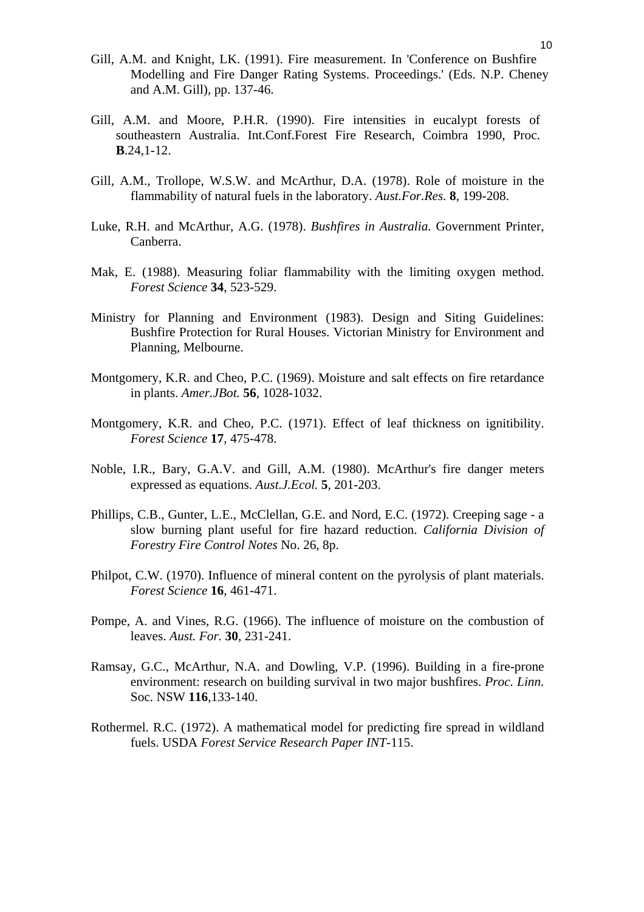Gill, A.M. and Knight, LK. (1991). Fire measurement. In 'Conference on Bushfire Modelling and Fire Danger Rating Systems. Proceedings.' (Eds. N.P. Cheney and A.M. Gill), pp. 137-46.

Gill, A.M. and Moore, P.H.R. (1990). Fire intensities in eucalypt forests of southeastern Australia. Int.Conf.Forest Fire Research, Coimbra 1990, Proc. **B**.24,1-12.

Gill, A.M., Trollope, W.S.W. and McArthur, D.A. (1978). Role of moisture in the flammability of natural fuels in the laboratory. *Aust.For.Res.* **8**, 199-208.

Luke, R.H. and McArthur, A.G. (1978). *Bushfires in Australia.* Government Printer, Canberra.

Mak, E. (1988). Measuring foliar flammability with the limiting oxygen method. *Forest Science* **34**, 523-529.

Ministry for Planning and Environment (1983). Design and Siting Guidelines: Bushfire Protection for Rural Houses. Victorian Ministry for Environment and Planning, Melbourne.

Montgomery, K.R. and Cheo, P.C. (1969). Moisture and salt effects on fire retardance in plants. *Amer.JBot.* **56**, 1028-1032.

Montgomery, K.R. and Cheo, P.C. (1971). Effect of leaf thickness on ignitibility. *Forest Science* **17**, 475-478.

Noble, I.R., Bary, G.A.V. and Gill, A.M. (1980). McArthur's fire danger meters expressed as equations. *Aust.J.Ecol.* **5**, 201-203.

Phillips, C.B., Gunter, L.E., McClellan, G.E. and Nord, E.C. (1972). Creeping sage - a slow burning plant useful for fire hazard reduction. *California Division of Forestry Fire Control Notes* No. 26, 8p.

Philpot, C.W. (1970). Influence of mineral content on the pyrolysis of plant materials. *Forest Science* **16**, 461-471.

Pompe, A. and Vines, R.G. (1966). The influence of moisture on the combustion of leaves. *Aust. For.* **30**, 231-241.

Ramsay, G.C., McArthur, N.A. and Dowling, V.P. (1996). Building in a fire-prone environment: research on building survival in two major bushfires. *Proc. Linn.* Soc. NSW **116**,133-140.

Rothermel. R.C. (1972). A mathematical model for predicting fire spread in wildland fuels. USDA *Forest Service Research Paper INT*-115.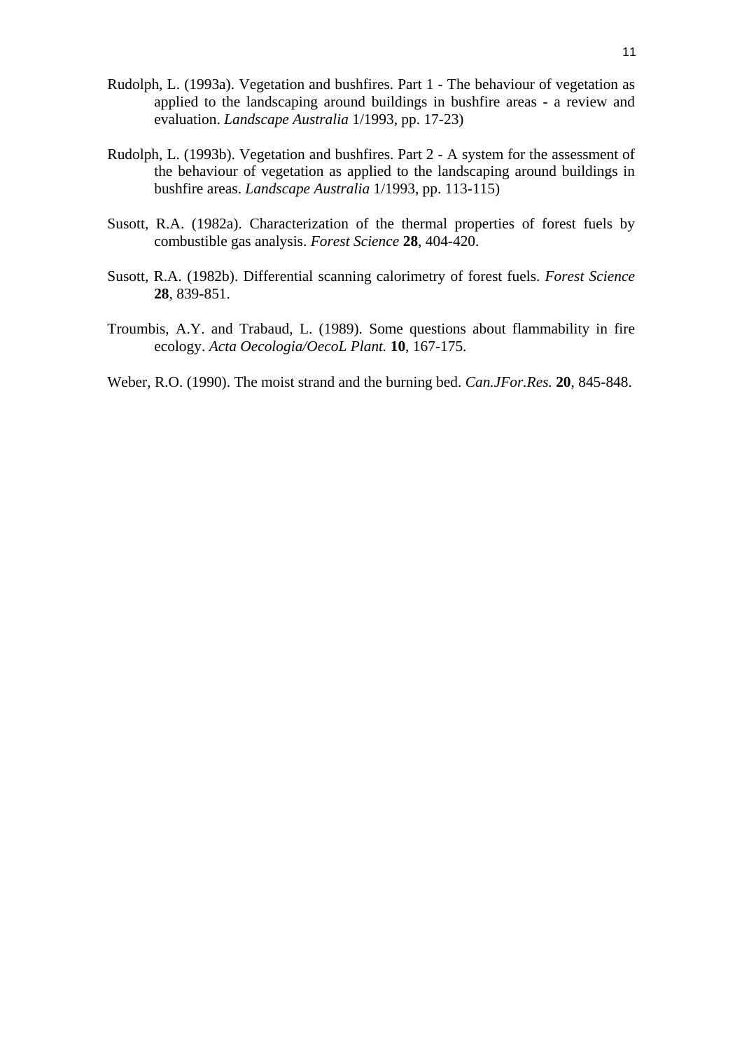Rudolph, L. (1993a). Vegetation and bushfires. Part 1 - The behaviour of vegetation as applied to the landscaping around buildings in bushfire areas - a review and evaluation. *Landscape Australia* 1/1993, pp. 17-23)

Rudolph, L. (1993b). Vegetation and bushfires. Part 2 - A system for the assessment of the behaviour of vegetation as applied to the landscaping around buildings in bushfire areas. *Landscape Australia* 1/1993, pp. 113-115)

Susott, R.A. (1982a). Characterization of the thermal properties of forest fuels by combustible gas analysis. *Forest Science* **28**, 404-420.

Susott, R.A. (1982b). Differential scanning calorimetry of forest fuels. *Forest Science* **28**, 839-851.

Troumbis, A.Y. and Trabaud, L. (1989). Some questions about flammability in fire ecology. *Acta Oecologia/OecoL Plant.* **10**, 167-175.

Weber, R.O. (1990). The moist strand and the burning bed. *Can.JFor.Res.* **20**, 845-848.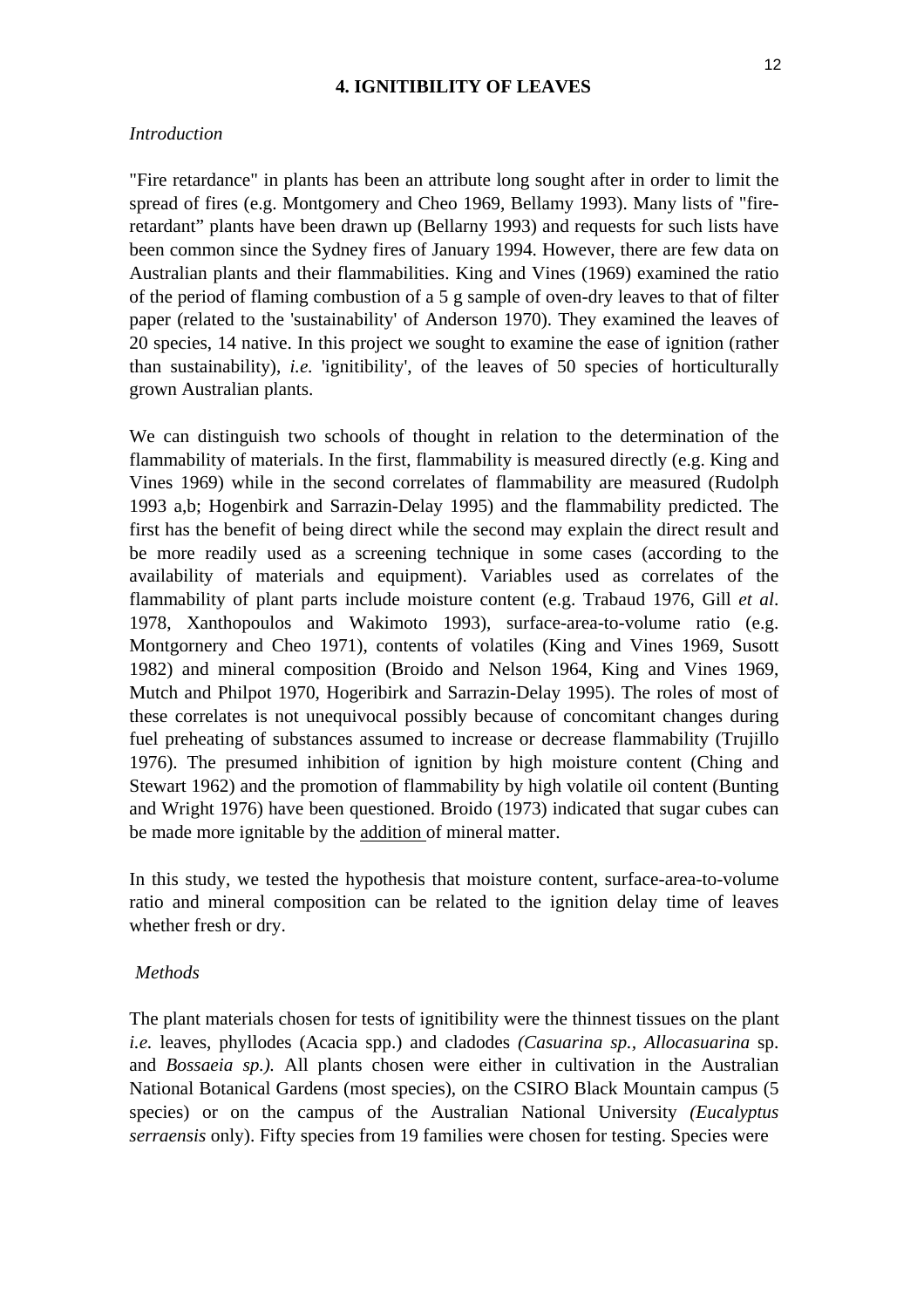## 4. IGNITIBILITY OF LEAVES

*Introduction*

"Fire retardance" in plants has been an attribute long sought after in order to limit the spread of fires (e.g. Montgomery and Cheo 1969, Bellamy 1993). Many lists of "fire-retardant" plants have been drawn up (Bellarny 1993) and requests for such lists have been common since the Sydney fires of January 1994. However, there are few data on Australian plants and their flammabilities. King and Vines (1969) examined the ratio of the period of flaming combustion of a 5 g sample of oven-dry leaves to that of filter paper (related to the 'sustainability' of Anderson 1970). They examined the leaves of 20 species, 14 native. In this project we sought to examine the ease of ignition (rather than sustainability), *i.e.* 'ignitibility', of the leaves of 50 species of horticulturally grown Australian plants.

We can distinguish two schools of thought in relation to the determination of the flammability of materials. In the first, flammability is measured directly (e.g. King and Vines 1969) while in the second correlates of flammability are measured (Rudolph 1993 a,b; Hogenbirk and Sarrazin-Delay 1995) and the flammability predicted. The first has the benefit of being direct while the second may explain the direct result and be more readily used as a screening technique in some cases (according to the availability of materials and equipment). Variables used as correlates of the flammability of plant parts include moisture content (e.g. Trabaud 1976, Gill *et al*. 1978, Xanthopoulos and Wakimoto 1993), surface-area-to-volume ratio (e.g. Montgornery and Cheo 1971), contents of volatiles (King and Vines 1969, Susott 1982) and mineral composition (Broido and Nelson 1964, King and Vines 1969, Mutch and Philpot 1970, Hogeribirk and Sarrazin-Delay 1995). The roles of most of these correlates is not unequivocal possibly because of concomitant changes during fuel preheating of substances assumed to increase or decrease flammability (Trujillo 1976). The presumed inhibition of ignition by high moisture content (Ching and Stewart 1962) and the promotion of flammability by high volatile oil content (Bunting and Wright 1976) have been questioned. Broido (1973) indicated that sugar cubes can be made more ignitable by the addition of mineral matter.

In this study, we tested the hypothesis that moisture content, surface-area-to-volume ratio and mineral composition can be related to the ignition delay time of leaves whether fresh or dry.

*Methods*

The plant materials chosen for tests of ignitibility were the thinnest tissues on the plant *i.e.* leaves, phyllodes (Acacia spp.) and cladodes *(Casuarina sp., Allocasuarina* sp. and *Bossaeia sp.).* All plants chosen were either in cultivation in the Australian National Botanical Gardens (most species), on the CSIRO Black Mountain campus (5 species) or on the campus of the Australian National University *(Eucalyptus serraensis* only). Fifty species from 19 families were chosen for testing. Species were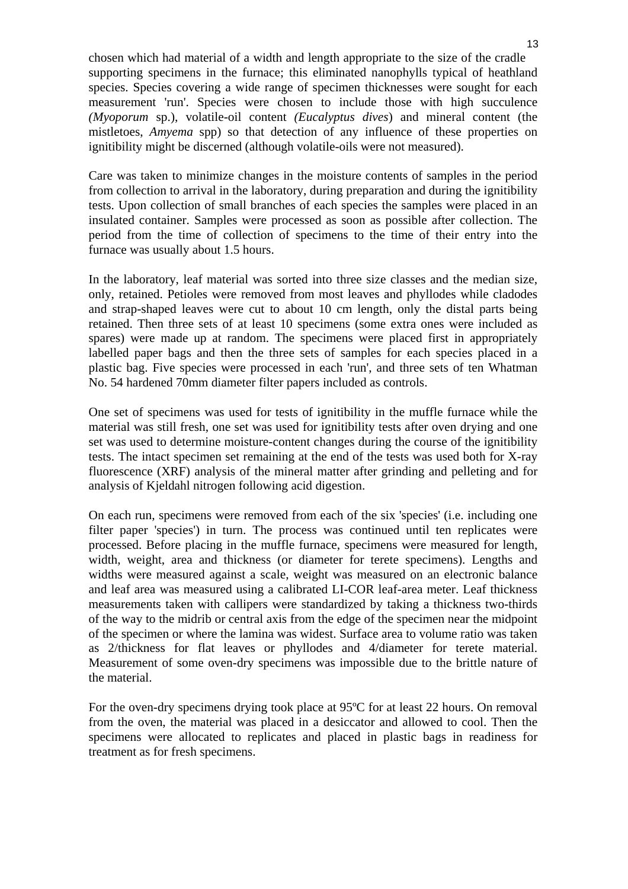chosen which had material of a width and length appropriate to the size of the cradle supporting specimens in the furnace; this eliminated nanophylls typical of heathland species. Species covering a wide range of specimen thicknesses were sought for each measurement 'run'. Species were chosen to include those with high succulence *(Myoporum* sp.), volatile-oil content *(Eucalyptus dives*) and mineral content (the mistletoes, *Amyema* spp) so that detection of any influence of these properties on ignitibility might be discerned (although volatile-oils were not measured).

Care was taken to minimize changes in the moisture contents of samples in the period from collection to arrival in the laboratory, during preparation and during the ignitibility tests. Upon collection of small branches of each species the samples were placed in an insulated container. Samples were processed as soon as possible after collection. The period from the time of collection of specimens to the time of their entry into the furnace was usually about 1.5 hours.

In the laboratory, leaf material was sorted into three size classes and the median size, only, retained. Petioles were removed from most leaves and phyllodes while cladodes and strap-shaped leaves were cut to about 10 cm length, only the distal parts being retained. Then three sets of at least 10 specimens (some extra ones were included as spares) were made up at random. The specimens were placed first in appropriately labelled paper bags and then the three sets of samples for each species placed in a plastic bag. Five species were processed in each 'run', and three sets of ten Whatman No. 54 hardened 70mm diameter filter papers included as controls.

One set of specimens was used for tests of ignitibility in the muffle furnace while the material was still fresh, one set was used for ignitibility tests after oven drying and one set was used to determine moisture-content changes during the course of the ignitibility tests. The intact specimen set remaining at the end of the tests was used both for X-ray fluorescence (XRF) analysis of the mineral matter after grinding and pelleting and for analysis of Kjeldahl nitrogen following acid digestion.

On each run, specimens were removed from each of the six 'species' (i.e. including one filter paper 'species') in turn. The process was continued until ten replicates were processed. Before placing in the muffle furnace, specimens were measured for length, width, weight, area and thickness (or diameter for terete specimens). Lengths and widths were measured against a scale, weight was measured on an electronic balance and leaf area was measured using a calibrated LI-COR leaf-area meter. Leaf thickness measurements taken with callipers were standardized by taking a thickness two-thirds of the way to the midrib or central axis from the edge of the specimen near the midpoint of the specimen or where the lamina was widest. Surface area to volume ratio was taken as 2/thickness for flat leaves or phyllodes and 4/diameter for terete material. Measurement of some oven-dry specimens was impossible due to the brittle nature of the material.

For the oven-dry specimens drying took place at 95ºC for at least 22 hours. On removal from the oven, the material was placed in a desiccator and allowed to cool. Then the specimens were allocated to replicates and placed in plastic bags in readiness for treatment as for fresh specimens.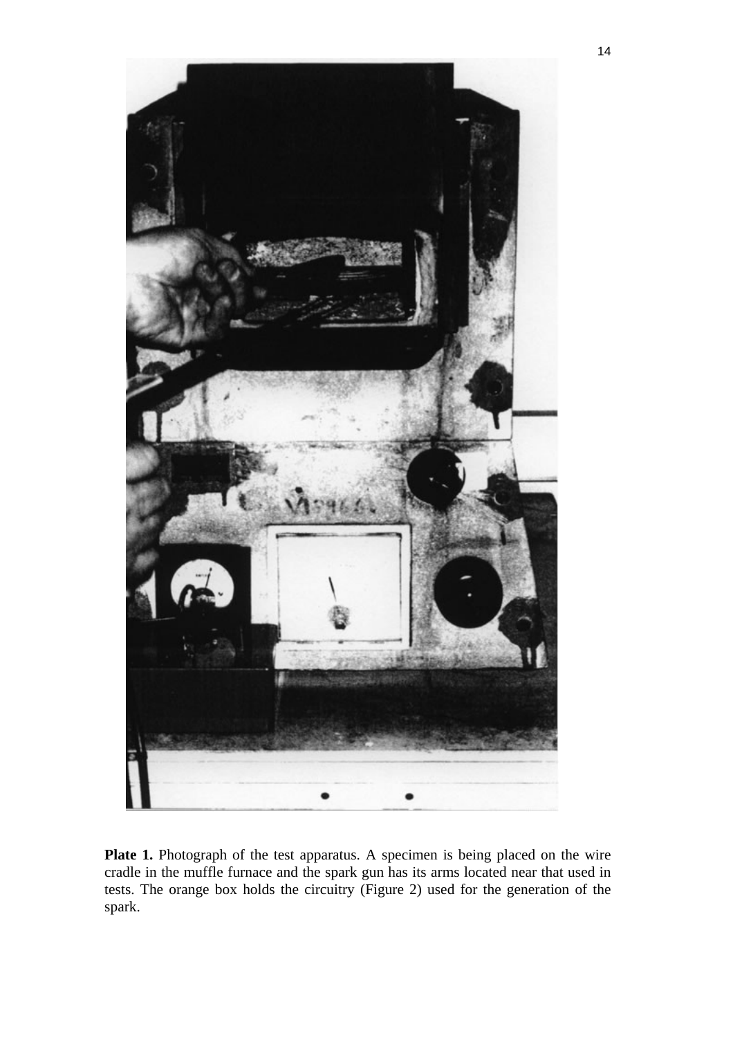**Plate 1.** Photograph of the test apparatus. A specimen is being placed on the wire cradle in the muffle furnace and the spark gun has its arms located near that used in tests. The orange box holds the circuitry (Figure 2) used for the generation of the spark.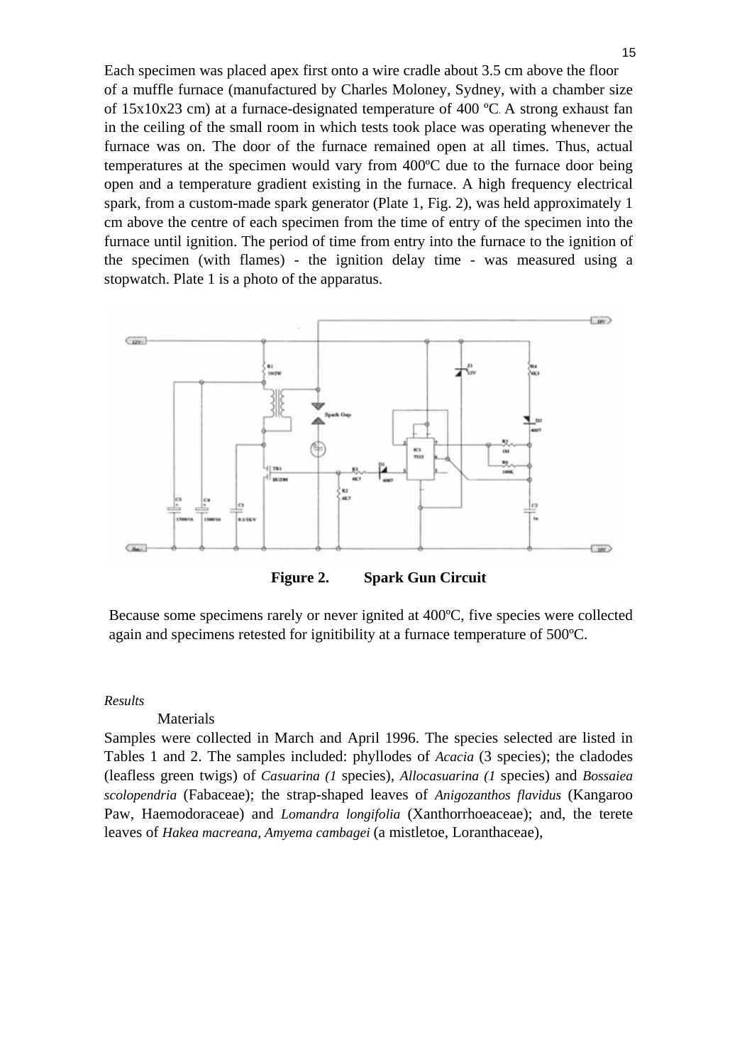Each specimen was placed apex first onto a wire cradle about 3.5 cm above the floor of a muffle furnace (manufactured by Charles Moloney, Sydney, with a chamber size of 15x10x23 cm) at a furnace-designated temperature of 400 ºC. A strong exhaust fan in the ceiling of the small room in which tests took place was operating whenever the furnace was on. The door of the furnace remained open at all times. Thus, actual temperatures at the specimen would vary from 400ºC due to the furnace door being open and a temperature gradient existing in the furnace. A high frequency electrical spark, from a custom-made spark generator (Plate 1, Fig. 2), was held approximately 1 cm above the centre of each specimen from the time of entry of the specimen into the furnace until ignition. The period of time from entry into the furnace to the ignition of the specimen (with flames) - the ignition delay time - was measured using a stopwatch. Plate 1 is a photo of the apparatus.

**Figure 2. Spark Gun Circuit**

Because some specimens rarely or never ignited at 400ºC, five species were collected again and specimens retested for ignitibility at a furnace temperature of 500ºC.

*Results*

Materials

Samples were collected in March and April 1996. The species selected are listed in Tables 1 and 2. The samples included: phyllodes of *Acacia* (3 species); the cladodes (leafless green twigs) of *Casuarina (1* species), *Allocasuarina (1* species) and *Bossaiea scolopendria* (Fabaceae); the strap-shaped leaves of *Anigozanthos flavidus* (Kangaroo Paw, Haemodoraceae) and *Lomandra longifolia* (Xanthorrhoeaceae); and, the terete leaves of *Hakea macreana, Amyema cambagei* (a mistletoe, Loranthaceae),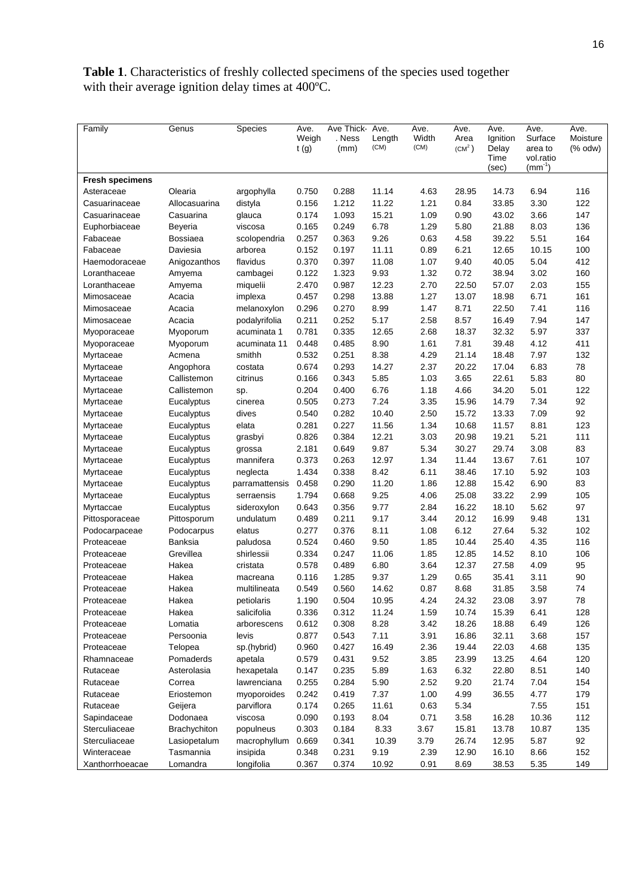**Table 1**. Characteristics of freshly collected specimens of the species used together with their average ignition delay times at 400ºC.

| Family | Genus | Species | Ave. Weight (g) | Ave Thick-. Ness (mm) | Ave. Length (CM) | Ave. Width (CM) | Ave. Area ($CM^2$) | Ave. Ignition Delay Time (sec) | Ave. Surface area to vol.ratio ($mm^{-1}$) | Ave. Moisture (% odw) |
|---|---|---|---|---|---|---|---|---|---|---|
| **Fresh specimens** | | | | | | | | | | |
| Asteraceae | Olearia | argophylla | 0.750 | 0.288 | 11.14 | 4.63 | 28.95 | 14.73 | 6.94 | 116 |
| Casuarinaceae | Allocasuarina | distyla | 0.156 | 1.212 | 11.22 | 1.21 | 0.84 | 33.85 | 3.30 | 122 |
| Casuarinaceae | Casuarina | glauca | 0.174 | 1.093 | 15.21 | 1.09 | 0.90 | 43.02 | 3.66 | 147 |
| Euphorbiaceae | Beyeria | viscosa | 0.165 | 0.249 | 6.78 | 1.29 | 5.80 | 21.88 | 8.03 | 136 |
| Fabaceae | Bossiaea | scolopendria | 0.257 | 0.363 | 9.26 | 0.63 | 4.58 | 39.22 | 5.51 | 164 |
| Fabaceae | Daviesia | arborea | 0.152 | 0.197 | 11.11 | 0.89 | 6.21 | 12.65 | 10.15 | 100 |
| Haemodoraceae | Anigozanthos | flavidus | 0.370 | 0.397 | 11.08 | 1.07 | 9.40 | 40.05 | 5.04 | 412 |
| Loranthaceae | Amyema | cambagei | 0.122 | 1.323 | 9.93 | 1.32 | 0.72 | 38.94 | 3.02 | 160 |
| Loranthaceae | Amyema | miquelii | 2.470 | 0.987 | 12.23 | 2.70 | 22.50 | 57.07 | 2.03 | 155 |
| Mimosaceae | Acacia | implexa | 0.457 | 0.298 | 13.88 | 1.27 | 13.07 | 18.98 | 6.71 | 161 |
| Mimosaceae | Acacia | melanoxylon | 0.296 | 0.270 | 8.99 | 1.47 | 8.71 | 22.50 | 7.41 | 116 |
| Mimosaceae | Acacia | podalyrifolia | 0.211 | 0.252 | 5.17 | 2.58 | 8.57 | 16.49 | 7.94 | 147 |
| Myoporaceae | Myoporum | acuminata 1 | 0.781 | 0.335 | 12.65 | 2.68 | 18.37 | 32.32 | 5.97 | 337 |
| Myoporaceae | Myoporum | acuminata 11 | 0.448 | 0.485 | 8.90 | 1.61 | 7.81 | 39.48 | 4.12 | 411 |
| Myrtaceae | Acmena | smithh | 0.532 | 0.251 | 8.38 | 4.29 | 21.14 | 18.48 | 7.97 | 132 |
| Myrtaceae | Angophora | costata | 0.674 | 0.293 | 14.27 | 2.37 | 20.22 | 17.04 | 6.83 | 78 |
| Myrtaceae | Callistemon | citrinus | 0.166 | 0.343 | 5.85 | 1.03 | 3.65 | 22.61 | 5.83 | 80 |
| Myrtaceae | Callistemon | sp. | 0.204 | 0.400 | 6.76 | 1.18 | 4.66 | 34.20 | 5.01 | 122 |
| Myrtaceae | Eucalyptus | cinerea | 0.505 | 0.273 | 7.24 | 3.35 | 15.96 | 14.79 | 7.34 | 92 |
| Myrtaceae | Eucalyptus | dives | 0.540 | 0.282 | 10.40 | 2.50 | 15.72 | 13.33 | 7.09 | 92 |
| Myrtaceae | Eucalyptus | elata | 0.281 | 0.227 | 11.56 | 1.34 | 10.68 | 11.57 | 8.81 | 123 |
| Myrtaceae | Eucalyptus | grasbyi | 0.826 | 0.384 | 12.21 | 3.03 | 20.98 | 19.21 | 5.21 | 111 |
| Myrtaceae | Eucalyptus | grossa | 2.181 | 0.649 | 9.87 | 5.34 | 30.27 | 29.74 | 3.08 | 83 |
| Myrtaceae | Eucalyptus | mannifera | 0.373 | 0.263 | 12.97 | 1.34 | 11.44 | 13.67 | 7.61 | 107 |
| Myrtaceae | Eucalyptus | neglecta | 1.434 | 0.338 | 8.42 | 6.11 | 38.46 | 17.10 | 5.92 | 103 |
| Myrtaceae | Eucalyptus | parramattensis | 0.458 | 0.290 | 11.20 | 1.86 | 12.88 | 15.42 | 6.90 | 83 |
| Myrtaceae | Eucalyptus | serraensis | 1.794 | 0.668 | 9.25 | 4.06 | 25.08 | 33.22 | 2.99 | 105 |
| Myrtaceae | Eucalyptus | sideroxylon | 0.643 | 0.356 | 9.77 | 2.84 | 16.22 | 18.10 | 5.62 | 97 |
| Pittosporaceae | Pittosporum | undulatum | 0.489 | 0.211 | 9.17 | 3.44 | 20.12 | 16.99 | 9.48 | 131 |
| Podocarpaceae | Podocarpus | elatus | 0.277 | 0.376 | 8.11 | 1.08 | 6.12 | 27.64 | 5.32 | 102 |
| Proteaceae | Banksia | paludosa | 0.524 | 0.460 | 9.50 | 1.85 | 10.44 | 25.40 | 4.35 | 116 |
| Proteaceae | Grevillea | shirlessii | 0.334 | 0.247 | 11.06 | 1.85 | 12.85 | 14.52 | 8.10 | 106 |
| Proteaceae | Hakea | cristata | 0.578 | 0.489 | 6.80 | 3.64 | 12.37 | 27.58 | 4.09 | 95 |
| Proteaceae | Hakea | macreana | 0.116 | 1.285 | 9.37 | 1.29 | 0.65 | 35.41 | 3.11 | 90 |
| Proteaceae | Hakea | multilineata | 0.549 | 0.560 | 14.62 | 0.87 | 8.68 | 31.85 | 3.58 | 74 |
| Proteaceae | Hakea | petiolaris | 1.190 | 0.504 | 10.95 | 4.24 | 24.32 | 23.08 | 3.97 | 78 |
| Proteaceae | Hakea | salicifolia | 0.336 | 0.312 | 11.24 | 1.59 | 10.74 | 15.39 | 6.41 | 128 |
| Proteaceae | Lomatia | arborescens | 0.612 | 0.308 | 8.28 | 3.42 | 18.26 | 18.88 | 6.49 | 126 |
| Proteaceae | Persoonia | levis | 0.877 | 0.543 | 7.11 | 3.91 | 16.86 | 32.11 | 3.68 | 157 |
| Proteaceae | Telopea | sp.(hybrid) | 0.960 | 0.427 | 16.49 | 2.36 | 19.44 | 22.03 | 4.68 | 135 |
| Rhamnaceae | Pomaderds | apetala | 0.579 | 0.431 | 9.52 | 3.85 | 23.99 | 13.25 | 4.64 | 120 |
| Rutaceae | Asterolasia | hexapetala | 0.147 | 0.235 | 5.89 | 1.63 | 6.32 | 22.80 | 8.51 | 140 |
| Rutaceae | Correa | lawrenciana | 0.255 | 0.284 | 5.90 | 2.52 | 9.20 | 21.74 | 7.04 | 154 |
| Rutaceae | Eriostemon | myoporoides | 0.242 | 0.419 | 7.37 | 1.00 | 4.99 | 36.55 | 4.77 | 179 |
| Rutaceae | Geijera | parviflora | 0.174 | 0.265 | 11.61 | 0.63 | 5.34 | | 7.55 | 151 |
| Sapindaceae | Dodonaea | viscosa | 0.090 | 0.193 | 8.04 | 0.71 | 3.58 | 16.28 | 10.36 | 112 |
| Sterculiaceae | Brachychiton | populneus | 0.303 | 0.184 | 8.33 | 3.67 | 15.81 | 13.78 | 10.87 | 135 |
| Sterculiaceae | Lasiopetalum | macrophyllum | 0.669 | 0.341 | 10.39 | 3.79 | 26.74 | 12.95 | 5.87 | 92 |
| Winteraceae | Tasmannia | insipida | 0.348 | 0.231 | 9.19 | 2.39 | 12.90 | 16.10 | 8.66 | 152 |
| Xanthorrhoeacae | Lomandra | longifolia | 0.367 | 0.374 | 10.92 | 0.91 | 8.69 | 38.53 | 5.35 | 149 |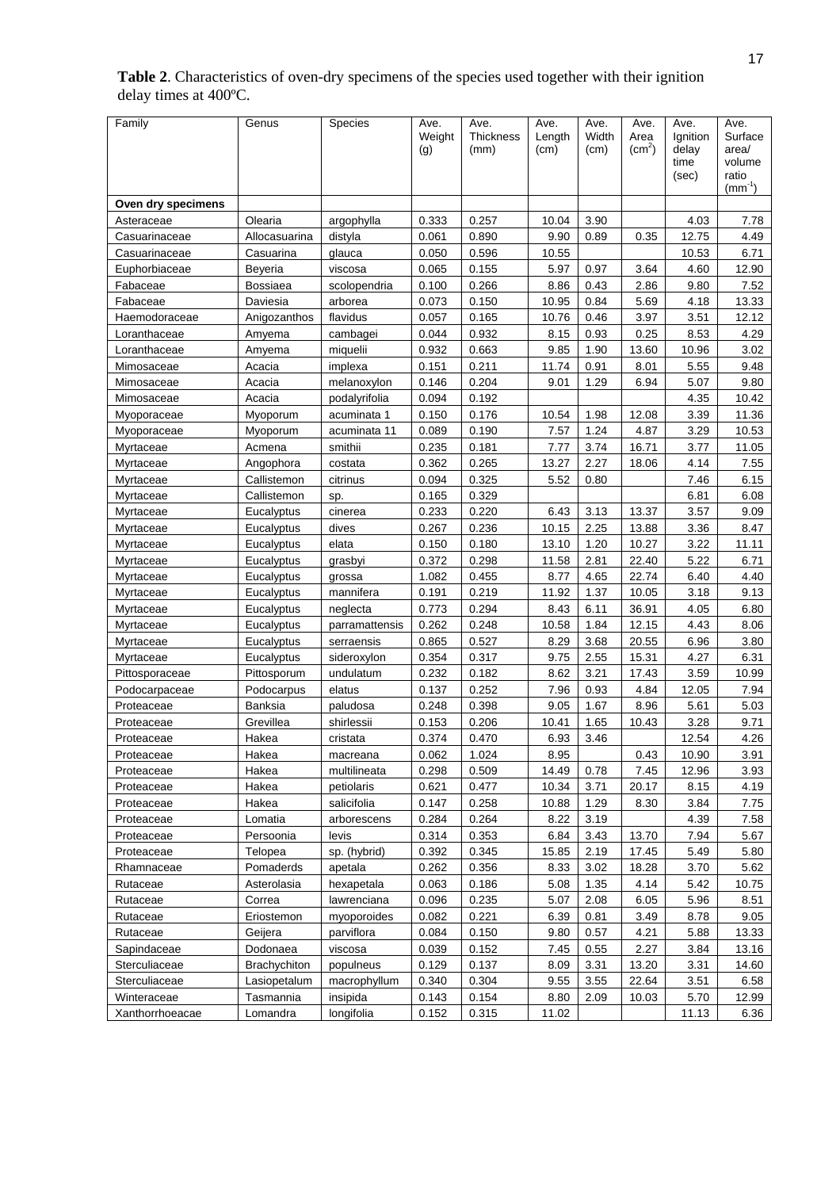**Table 2**. Characteristics of oven-dry specimens of the species used together with their ignition delay times at 400ºC.

| Family | Genus | Species | Ave. Weight (g) | Ave. Thickness (mm) | Ave. Length (cm) | Ave. Width (cm) | Ave. Area ($cm^2$) | Ave. Ignition delay time (sec) | Ave. Surface area/ volume ratio ($mm^{-1}$) |
|---|---|---|---|---|---|---|---|---|---|
| **Oven dry specimens** | | | | | | | | | |
| Asteraceae | Olearia | argophylla | 0.333 | 0.257 | 10.04 | 3.90 | | 4.03 | 7.78 |
| Casuarinaceae | Allocasuarina | distyla | 0.061 | 0.890 | 9.90 | 0.89 | 0.35 | 12.75 | 4.49 |
| Casuarinaceae | Casuarina | glauca | 0.050 | 0.596 | 10.55 | | | 10.53 | 6.71 |
| Euphorbiaceae | Beyeria | viscosa | 0.065 | 0.155 | 5.97 | 0.97 | 3.64 | 4.60 | 12.90 |
| Fabaceae | Bossiaea | scolopendria | 0.100 | 0.266 | 8.86 | 0.43 | 2.86 | 9.80 | 7.52 |
| Fabaceae | Daviesia | arborea | 0.073 | 0.150 | 10.95 | 0.84 | 5.69 | 4.18 | 13.33 |
| Haemodoraceae | Anigozanthos | flavidus | 0.057 | 0.165 | 10.76 | 0.46 | 3.97 | 3.51 | 12.12 |
| Loranthaceae | Amyema | cambagei | 0.044 | 0.932 | 8.15 | 0.93 | 0.25 | 8.53 | 4.29 |
| Loranthaceae | Amyema | miquelii | 0.932 | 0.663 | 9.85 | 1.90 | 13.60 | 10.96 | 3.02 |
| Mimosaceae | Acacia | implexa | 0.151 | 0.211 | 11.74 | 0.91 | 8.01 | 5.55 | 9.48 |
| Mimosaceae | Acacia | melanoxylon | 0.146 | 0.204 | 9.01 | 1.29 | 6.94 | 5.07 | 9.80 |
| Mimosaceae | Acacia | podalyrifolia | 0.094 | 0.192 | | | | 4.35 | 10.42 |
| Myoporaceae | Myoporum | acuminata 1 | 0.150 | 0.176 | 10.54 | 1.98 | 12.08 | 3.39 | 11.36 |
| Myoporaceae | Myoporum | acuminata 11 | 0.089 | 0.190 | 7.57 | 1.24 | 4.87 | 3.29 | 10.53 |
| Myrtaceae | Acmena | smithii | 0.235 | 0.181 | 7.77 | 3.74 | 16.71 | 3.77 | 11.05 |
| Myrtaceae | Angophora | costata | 0.362 | 0.265 | 13.27 | 2.27 | 18.06 | 4.14 | 7.55 |
| Myrtaceae | Callistemon | citrinus | 0.094 | 0.325 | 5.52 | 0.80 | | 7.46 | 6.15 |
| Myrtaceae | Callistemon | sp. | 0.165 | 0.329 | | | | 6.81 | 6.08 |
| Myrtaceae | Eucalyptus | cinerea | 0.233 | 0.220 | 6.43 | 3.13 | 13.37 | 3.57 | 9.09 |
| Myrtaceae | Eucalyptus | dives | 0.267 | 0.236 | 10.15 | 2.25 | 13.88 | 3.36 | 8.47 |
| Myrtaceae | Eucalyptus | elata | 0.150 | 0.180 | 13.10 | 1.20 | 10.27 | 3.22 | 11.11 |
| Myrtaceae | Eucalyptus | grasbyi | 0.372 | 0.298 | 11.58 | 2.81 | 22.40 | 5.22 | 6.71 |
| Myrtaceae | Eucalyptus | grossa | 1.082 | 0.455 | 8.77 | 4.65 | 22.74 | 6.40 | 4.40 |
| Myrtaceae | Eucalyptus | mannifera | 0.191 | 0.219 | 11.92 | 1.37 | 10.05 | 3.18 | 9.13 |
| Myrtaceae | Eucalyptus | neglecta | 0.773 | 0.294 | 8.43 | 6.11 | 36.91 | 4.05 | 6.80 |
| Myrtaceae | Eucalyptus | parramattensis | 0.262 | 0.248 | 10.58 | 1.84 | 12.15 | 4.43 | 8.06 |
| Myrtaceae | Eucalyptus | serraensis | 0.865 | 0.527 | 8.29 | 3.68 | 20.55 | 6.96 | 3.80 |
| Myrtaceae | Eucalyptus | sideroxylon | 0.354 | 0.317 | 9.75 | 2.55 | 15.31 | 4.27 | 6.31 |
| Pittosporaceae | Pittosporum | undulatum | 0.232 | 0.182 | 8.62 | 3.21 | 17.43 | 3.59 | 10.99 |
| Podocarpaceae | Podocarpus | elatus | 0.137 | 0.252 | 7.96 | 0.93 | 4.84 | 12.05 | 7.94 |
| Proteaceae | Banksia | paludosa | 0.248 | 0.398 | 9.05 | 1.67 | 8.96 | 5.61 | 5.03 |
| Proteaceae | Grevillea | shirlessii | 0.153 | 0.206 | 10.41 | 1.65 | 10.43 | 3.28 | 9.71 |
| Proteaceae | Hakea | cristata | 0.374 | 0.470 | 6.93 | 3.46 | | 12.54 | 4.26 |
| Proteaceae | Hakea | macreana | 0.062 | 1.024 | 8.95 | | 0.43 | 10.90 | 3.91 |
| Proteaceae | Hakea | multilineata | 0.298 | 0.509 | 14.49 | 0.78 | 7.45 | 12.96 | 3.93 |
| Proteaceae | Hakea | petiolaris | 0.621 | 0.477 | 10.34 | 3.71 | 20.17 | 8.15 | 4.19 |
| Proteaceae | Hakea | salicifolia | 0.147 | 0.258 | 10.88 | 1.29 | 8.30 | 3.84 | 7.75 |
| Proteaceae | Lomatia | arborescens | 0.284 | 0.264 | 8.22 | 3.19 | | 4.39 | 7.58 |
| Proteaceae | Persoonia | levis | 0.314 | 0.353 | 6.84 | 3.43 | 13.70 | 7.94 | 5.67 |
| Proteaceae | Telopea | sp. (hybrid) | 0.392 | 0.345 | 15.85 | 2.19 | 17.45 | 5.49 | 5.80 |
| Rhamnaceae | Pomaderds | apetala | 0.262 | 0.356 | 8.33 | 3.02 | 18.28 | 3.70 | 5.62 |
| Rutaceae | Asterolasia | hexapetala | 0.063 | 0.186 | 5.08 | 1.35 | 4.14 | 5.42 | 10.75 |
| Rutaceae | Correa | lawrenciana | 0.096 | 0.235 | 5.07 | 2.08 | 6.05 | 5.96 | 8.51 |
| Rutaceae | Eriostemon | myoporoides | 0.082 | 0.221 | 6.39 | 0.81 | 3.49 | 8.78 | 9.05 |
| Rutaceae | Geijera | parviflora | 0.084 | 0.150 | 9.80 | 0.57 | 4.21 | 5.88 | 13.33 |
| Sapindaceae | Dodonaea | viscosa | 0.039 | 0.152 | 7.45 | 0.55 | 2.27 | 3.84 | 13.16 |
| Sterculiaceae | Brachychiton | populneus | 0.129 | 0.137 | 8.09 | 3.31 | 13.20 | 3.31 | 14.60 |
| Sterculiaceae | Lasiopetalum | macrophyllum | 0.340 | 0.304 | 9.55 | 3.55 | 22.64 | 3.51 | 6.58 |
| Winteraceae | Tasmannia | insipida | 0.143 | 0.154 | 8.80 | 2.09 | 10.03 | 5.70 | 12.99 |
| Xanthorrhoeacae | Lomandra | longifolia | 0.152 | 0.315 | 11.02 | | | 11.13 | 6.36 |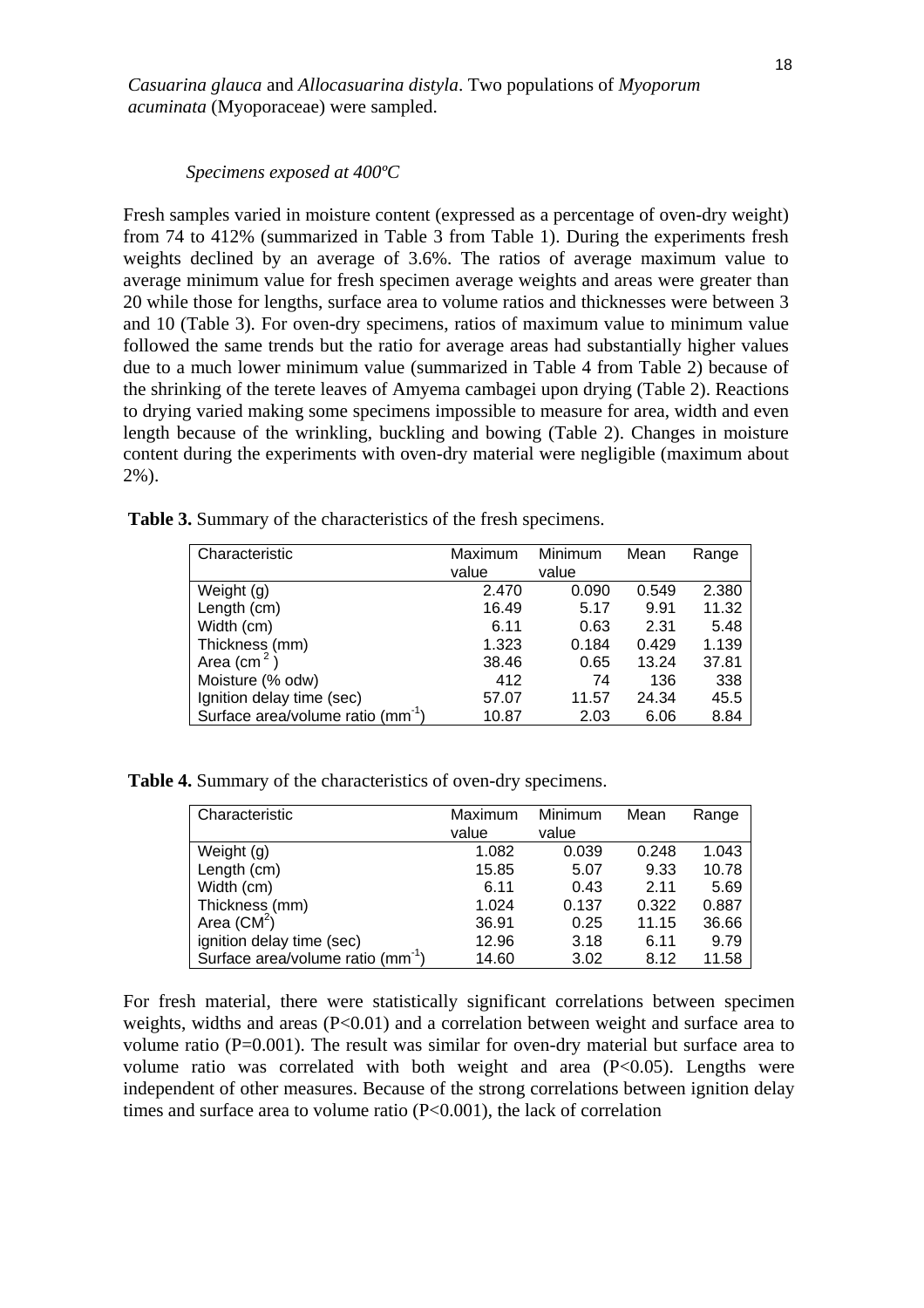*Casuarina glauca* and *Allocasuarina distyla*. Two populations of *Myoporum acuminata* (Myoporaceae) were sampled.

*Specimens exposed at 400ºC*

Fresh samples varied in moisture content (expressed as a percentage of oven-dry weight) from 74 to 412% (summarized in Table 3 from Table 1). During the experiments fresh weights declined by an average of 3.6%. The ratios of average maximum value to average minimum value for fresh specimen average weights and areas were greater than 20 while those for lengths, surface area to volume ratios and thicknesses were between 3 and 10 (Table 3). For oven-dry specimens, ratios of maximum value to minimum value followed the same trends but the ratio for average areas had substantially higher values due to a much lower minimum value (summarized in Table 4 from Table 2) because of the shrinking of the terete leaves of Amyema cambagei upon drying (Table 2). Reactions to drying varied making some specimens impossible to measure for area, width and even length because of the wrinkling, buckling and bowing (Table 2). Changes in moisture content during the experiments with oven-dry material were negligible (maximum about 2%).

**Table 3.** Summary of the characteristics of the fresh specimens.

| Characteristic | Maximum value | Minimum value | Mean | Range |
|---|---|---|---|---|
| Weight (g) | 2.470 | 0.090 | 0.549 | 2.380 |
| Length (cm) | 16.49 | 5.17 | 9.91 | 11.32 |
| Width (cm) | 6.11 | 0.63 | 2.31 | 5.48 |
| Thickness (mm) | 1.323 | 0.184 | 0.429 | 1.139 |
| Area ($cm^2$) | 38.46 | 0.65 | 13.24 | 37.81 |
| Moisture (% odw) | 412 | 74 | 136 | 338 |
| Ignition delay time (sec) | 57.07 | 11.57 | 24.34 | 45.5 |
| Surface area/volume ratio ($mm^{-1}$) | 10.87 | 2.03 | 6.06 | 8.84 |

**Table 4.** Summary of the characteristics of oven-dry specimens.

| Characteristic | Maximum value | Minimum value | Mean | Range |
|---|---|---|---|---|
| Weight (g) | 1.082 | 0.039 | 0.248 | 1.043 |
| Length (cm) | 15.85 | 5.07 | 9.33 | 10.78 |
| Width (cm) | 6.11 | 0.43 | 2.11 | 5.69 |
| Thickness (mm) | 1.024 | 0.137 | 0.322 | 0.887 |
| Area ($CM^2$) | 36.91 | 0.25 | 11.15 | 36.66 |
| ignition delay time (sec) | 12.96 | 3.18 | 6.11 | 9.79 |
| Surface area/volume ratio ($mm^{-1}$) | 14.60 | 3.02 | 8.12 | 11.58 |

For fresh material, there were statistically significant correlations between specimen weights, widths and areas ($P<0.01$) and a correlation between weight and surface area to volume ratio ($P=0.001$). The result was similar for oven-dry material but surface area to volume ratio was correlated with both weight and area ($P<0.05$). Lengths were independent of other measures. Because of the strong correlations between ignition delay times and surface area to volume ratio ($P<0.001$), the lack of correlation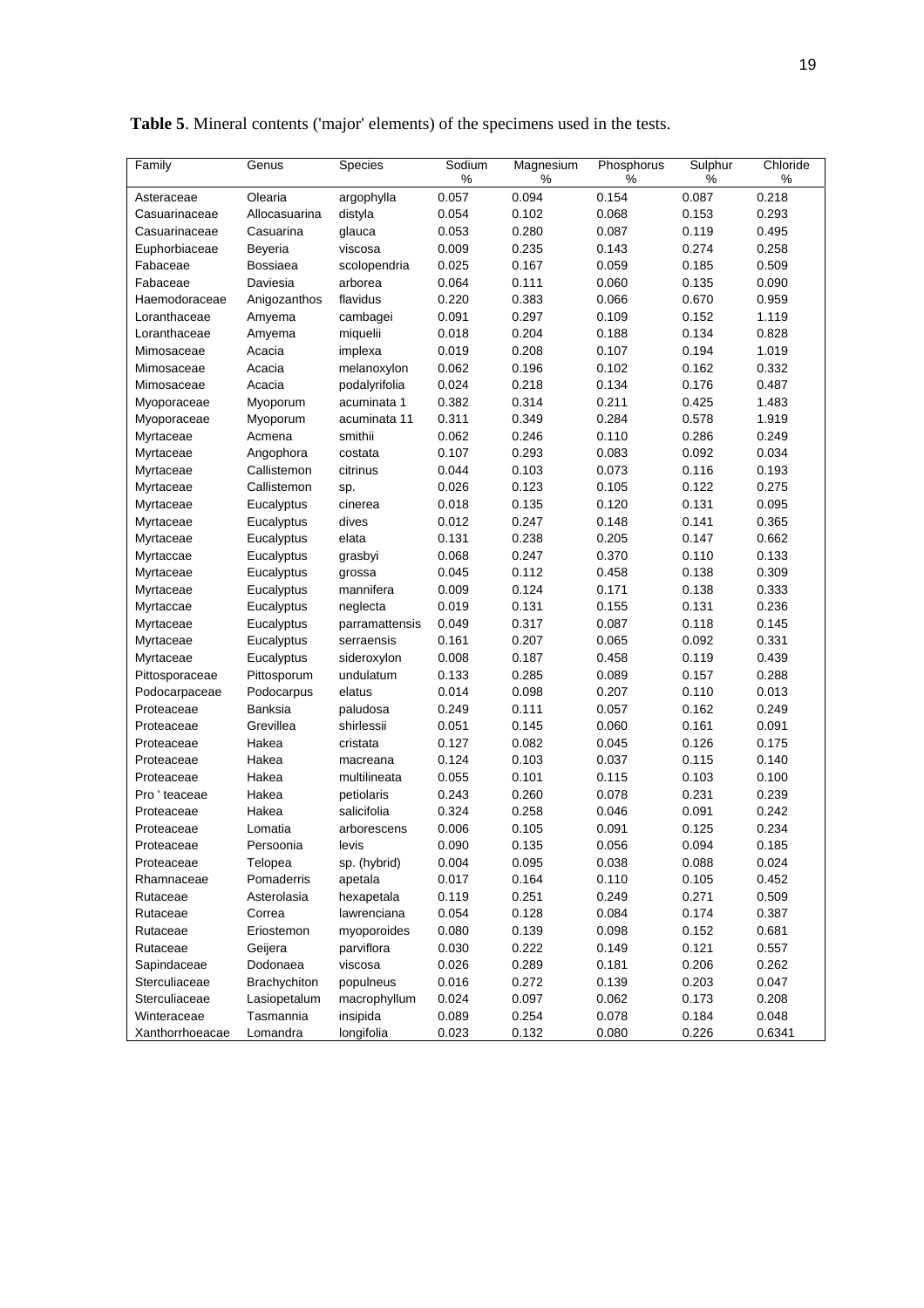**Table 5**. Mineral contents ('major' elements) of the specimens used in the tests.

| Family | Genus | Species | Sodium % | Magnesium % | Phosphorus % | Sulphur % | Chloride % |
|---|---|---|---|---|---|---|---|
| Asteraceae | Olearia | argophylla | 0.057 | 0.094 | 0.154 | 0.087 | 0.218 |
| Casuarinaceae | Allocasuarina | distyla | 0.054 | 0.102 | 0.068 | 0.153 | 0.293 |
| Casuarinaceae | Casuarina | glauca | 0.053 | 0.280 | 0.087 | 0.119 | 0.495 |
| Euphorbiaceae | Beyeria | viscosa | 0.009 | 0.235 | 0.143 | 0.274 | 0.258 |
| Fabaceae | Bossiaea | scolopendria | 0.025 | 0.167 | 0.059 | 0.185 | 0.509 |
| Fabaceae | Daviesia | arborea | 0.064 | 0.111 | 0.060 | 0.135 | 0.090 |
| Haemodoraceae | Anigozanthos | flavidus | 0.220 | 0.383 | 0.066 | 0.670 | 0.959 |
| Loranthaceae | Amyema | cambagei | 0.091 | 0.297 | 0.109 | 0.152 | 1.119 |
| Loranthaceae | Amyema | miquelii | 0.018 | 0.204 | 0.188 | 0.134 | 0.828 |
| Mimosaceae | Acacia | implexa | 0.019 | 0.208 | 0.107 | 0.194 | 1.019 |
| Mimosaceae | Acacia | melanoxylon | 0.062 | 0.196 | 0.102 | 0.162 | 0.332 |
| Mimosaceae | Acacia | podalyrifolia | 0.024 | 0.218 | 0.134 | 0.176 | 0.487 |
| Myoporaceae | Myoporum | acuminata 1 | 0.382 | 0.314 | 0.211 | 0.425 | 1.483 |
| Myoporaceae | Myoporum | acuminata 11 | 0.311 | 0.349 | 0.284 | 0.578 | 1.919 |
| Myrtaceae | Acmena | smithii | 0.062 | 0.246 | 0.110 | 0.286 | 0.249 |
| Myrtaceae | Angophora | costata | 0.107 | 0.293 | 0.083 | 0.092 | 0.034 |
| Myrtaceae | Callistemon | citrinus | 0.044 | 0.103 | 0.073 | 0.116 | 0.193 |
| Myrtaceae | Callistemon | sp. | 0.026 | 0.123 | 0.105 | 0.122 | 0.275 |
| Myrtaceae | Eucalyptus | cinerea | 0.018 | 0.135 | 0.120 | 0.131 | 0.095 |
| Myrtaceae | Eucalyptus | dives | 0.012 | 0.247 | 0.148 | 0.141 | 0.365 |
| Myrtaceae | Eucalyptus | elata | 0.131 | 0.238 | 0.205 | 0.147 | 0.662 |
| Myrtaccae | Eucalyptus | grasbyi | 0.068 | 0.247 | 0.370 | 0.110 | 0.133 |
| Myrtaceae | Eucalyptus | grossa | 0.045 | 0.112 | 0.458 | 0.138 | 0.309 |
| Myrtaceae | Eucalyptus | mannifera | 0.009 | 0.124 | 0.171 | 0.138 | 0.333 |
| Myrtaccae | Eucalyptus | neglecta | 0.019 | 0.131 | 0.155 | 0.131 | 0.236 |
| Myrtaceae | Eucalyptus | parramattensis | 0.049 | 0.317 | 0.087 | 0.118 | 0.145 |
| Myrtaceae | Eucalyptus | serraensis | 0.161 | 0.207 | 0.065 | 0.092 | 0.331 |
| Myrtaceae | Eucalyptus | sideroxylon | 0.008 | 0.187 | 0.458 | 0.119 | 0.439 |
| Pittosporaceae | Pittosporum | undulatum | 0.133 | 0.285 | 0.089 | 0.157 | 0.288 |
| Podocarpaceae | Podocarpus | elatus | 0.014 | 0.098 | 0.207 | 0.110 | 0.013 |
| Proteaceae | Banksia | paludosa | 0.249 | 0.111 | 0.057 | 0.162 | 0.249 |
| Proteaceae | Grevillea | shirlessii | 0.051 | 0.145 | 0.060 | 0.161 | 0.091 |
| Proteaceae | Hakea | cristata | 0.127 | 0.082 | 0.045 | 0.126 | 0.175 |
| Proteaceae | Hakea | macreana | 0.124 | 0.103 | 0.037 | 0.115 | 0.140 |
| Proteaceae | Hakea | multilineata | 0.055 | 0.101 | 0.115 | 0.103 | 0.100 |
| Pro ' teaceae | Hakea | petiolaris | 0.243 | 0.260 | 0.078 | 0.231 | 0.239 |
| Proteaceae | Hakea | salicifolia | 0.324 | 0.258 | 0.046 | 0.091 | 0.242 |
| Proteaceae | Lomatia | arborescens | 0.006 | 0.105 | 0.091 | 0.125 | 0.234 |
| Proteaceae | Persoonia | levis | 0.090 | 0.135 | 0.056 | 0.094 | 0.185 |
| Proteaceae | Telopea | sp. (hybrid) | 0.004 | 0.095 | 0.038 | 0.088 | 0.024 |
| Rhamnaceae | Pomaderris | apetala | 0.017 | 0.164 | 0.110 | 0.105 | 0.452 |
| Rutaceae | Asterolasia | hexapetala | 0.119 | 0.251 | 0.249 | 0.271 | 0.509 |
| Rutaceae | Correa | lawrenciana | 0.054 | 0.128 | 0.084 | 0.174 | 0.387 |
| Rutaceae | Eriostemon | myoporoides | 0.080 | 0.139 | 0.098 | 0.152 | 0.681 |
| Rutaceae | Geijera | parviflora | 0.030 | 0.222 | 0.149 | 0.121 | 0.557 |
| Sapindaceae | Dodonaea | viscosa | 0.026 | 0.289 | 0.181 | 0.206 | 0.262 |
| Sterculiaceae | Brachychiton | populneus | 0.016 | 0.272 | 0.139 | 0.203 | 0.047 |
| Sterculiaceae | Lasiopetalum | macrophyllum | 0.024 | 0.097 | 0.062 | 0.173 | 0.208 |
| Winteraceae | Tasmannia | insipida | 0.089 | 0.254 | 0.078 | 0.184 | 0.048 |
| Xanthorrhoeacae | Lomandra | longifolia | 0.023 | 0.132 | 0.080 | 0.226 | 0.6341 |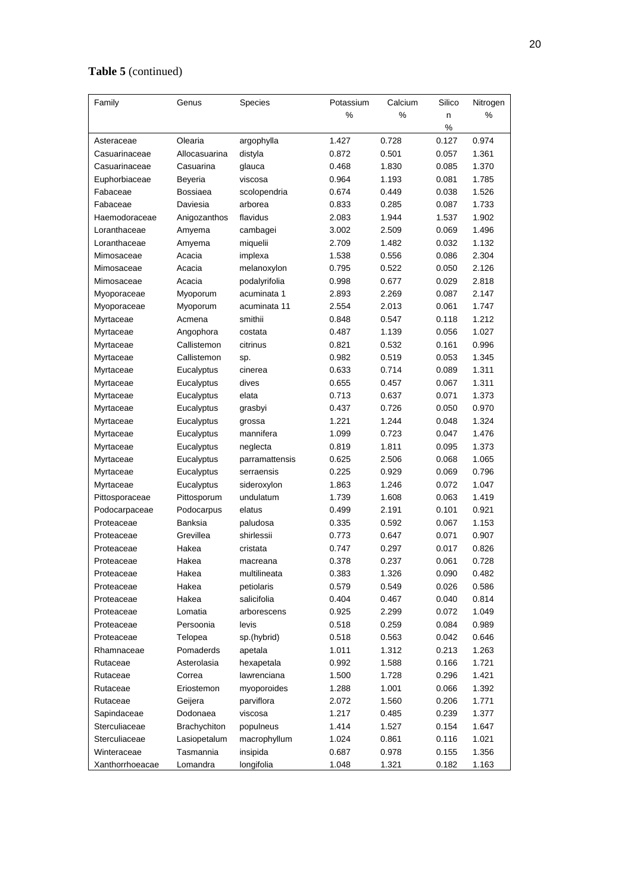**Table 5** (continued)

| Family | Genus | Species | Potassium % | Calcium % | Silicon % | Nitrogen % |
|---|---|---|---|---|---|---|
| Asteraceae | Olearia | argophylla | 1.427 | 0.728 | 0.127 | 0.974 |
| Casuarinaceae | Allocasuarina | distyla | 0.872 | 0.501 | 0.057 | 1.361 |
| Casuarinaceae | Casuarina | glauca | 0.468 | 1.830 | 0.085 | 1.370 |
| Euphorbiaceae | Beyeria | viscosa | 0.964 | 1.193 | 0.081 | 1.785 |
| Fabaceae | Bossiaea | scolopendria | 0.674 | 0.449 | 0.038 | 1.526 |
| Fabaceae | Daviesia | arborea | 0.833 | 0.285 | 0.087 | 1.733 |
| Haemodoraceae | Anigozanthos | flavidus | 2.083 | 1.944 | 1.537 | 1.902 |
| Loranthaceae | Amyema | cambagei | 3.002 | 2.509 | 0.069 | 1.496 |
| Loranthaceae | Amyema | miquelii | 2.709 | 1.482 | 0.032 | 1.132 |
| Mimosaceae | Acacia | implexa | 1.538 | 0.556 | 0.086 | 2.304 |
| Mimosaceae | Acacia | melanoxylon | 0.795 | 0.522 | 0.050 | 2.126 |
| Mimosaceae | Acacia | podalyrifolia | 0.998 | 0.677 | 0.029 | 2.818 |
| Myoporaceae | Myoporum | acuminata 1 | 2.893 | 2.269 | 0.087 | 2.147 |
| Myoporaceae | Myoporum | acuminata 11 | 2.554 | 2.013 | 0.061 | 1.747 |
| Myrtaceae | Acmena | smithii | 0.848 | 0.547 | 0.118 | 1.212 |
| Myrtaceae | Angophora | costata | 0.487 | 1.139 | 0.056 | 1.027 |
| Myrtaceae | Callistemon | citrinus | 0.821 | 0.532 | 0.161 | 0.996 |
| Myrtaceae | Callistemon | sp. | 0.982 | 0.519 | 0.053 | 1.345 |
| Myrtaceae | Eucalyptus | cinerea | 0.633 | 0.714 | 0.089 | 1.311 |
| Myrtaceae | Eucalyptus | dives | 0.655 | 0.457 | 0.067 | 1.311 |
| Myrtaceae | Eucalyptus | elata | 0.713 | 0.637 | 0.071 | 1.373 |
| Myrtaceae | Eucalyptus | grasbyi | 0.437 | 0.726 | 0.050 | 0.970 |
| Myrtaceae | Eucalyptus | grossa | 1.221 | 1.244 | 0.048 | 1.324 |
| Myrtaceae | Eucalyptus | mannifera | 1.099 | 0.723 | 0.047 | 1.476 |
| Myrtaceae | Eucalyptus | neglecta | 0.819 | 1.811 | 0.095 | 1.373 |
| Myrtaceae | Eucalyptus | parramattensis | 0.625 | 2.506 | 0.068 | 1.065 |
| Myrtaceae | Eucalyptus | serraensis | 0.225 | 0.929 | 0.069 | 0.796 |
| Myrtaceae | Eucalyptus | sideroxylon | 1.863 | 1.246 | 0.072 | 1.047 |
| Pittosporaceae | Pittosporum | undulatum | 1.739 | 1.608 | 0.063 | 1.419 |
| Podocarpaceae | Podocarpus | elatus | 0.499 | 2.191 | 0.101 | 0.921 |
| Proteaceae | Banksia | paludosa | 0.335 | 0.592 | 0.067 | 1.153 |
| Proteaceae | Grevillea | shirlessii | 0.773 | 0.647 | 0.071 | 0.907 |
| Proteaceae | Hakea | cristata | 0.747 | 0.297 | 0.017 | 0.826 |
| Proteaceae | Hakea | macreana | 0.378 | 0.237 | 0.061 | 0.728 |
| Proteaceae | Hakea | multilineata | 0.383 | 1.326 | 0.090 | 0.482 |
| Proteaceae | Hakea | petiolaris | 0.579 | 0.549 | 0.026 | 0.586 |
| Proteaceae | Hakea | salicifolia | 0.404 | 0.467 | 0.040 | 0.814 |
| Proteaceae | Lomatia | arborescens | 0.925 | 2.299 | 0.072 | 1.049 |
| Proteaceae | Persoonia | levis | 0.518 | 0.259 | 0.084 | 0.989 |
| Proteaceae | Telopea | sp.(hybrid) | 0.518 | 0.563 | 0.042 | 0.646 |
| Rhamnaceae | Pomaderds | apetala | 1.011 | 1.312 | 0.213 | 1.263 |
| Rutaceae | Asterolasia | hexapetala | 0.992 | 1.588 | 0.166 | 1.721 |
| Rutaceae | Correa | lawrenciana | 1.500 | 1.728 | 0.296 | 1.421 |
| Rutaceae | Eriostemon | myoporoides | 1.288 | 1.001 | 0.066 | 1.392 |
| Rutaceae | Geijera | parviflora | 2.072 | 1.560 | 0.206 | 1.771 |
| Sapindaceae | Dodonaea | viscosa | 1.217 | 0.485 | 0.239 | 1.377 |
| Sterculiaceae | Brachychiton | populneus | 1.414 | 1.527 | 0.154 | 1.647 |
| Sterculiaceae | Lasiopetalum | macrophyllum | 1.024 | 0.861 | 0.116 | 1.021 |
| Winteraceae | Tasmannia | insipida | 0.687 | 0.978 | 0.155 | 1.356 |
| Xanthorrhoeacae | Lomandra | longifolia | 1.048 | 1.321 | 0.182 | 1.163 |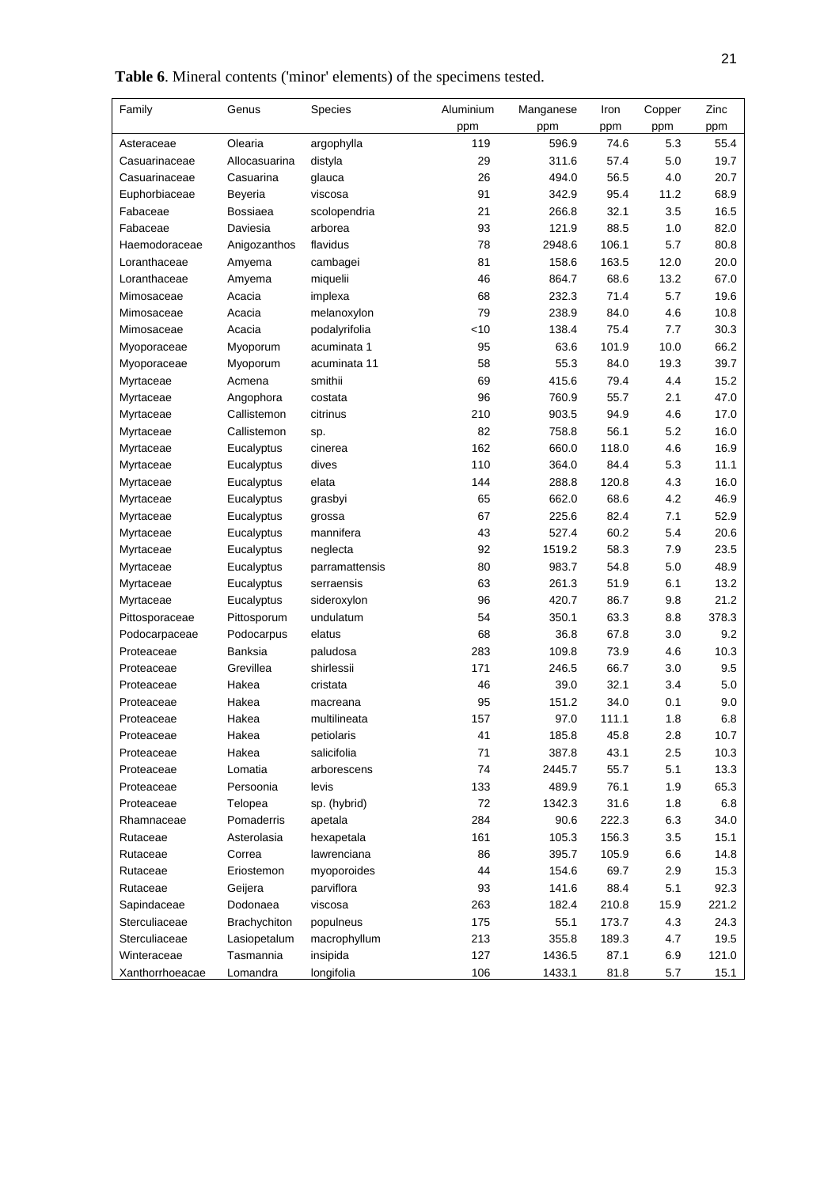**Table 6**. Mineral contents ('minor' elements) of the specimens tested.

| Family | Genus | Species | Aluminium ppm | Manganese ppm | Iron ppm | Copper ppm | Zinc ppm |
|---|---|---|---|---|---|---|---|
| Asteraceae | Olearia | argophylla | 119 | 596.9 | 74.6 | 5.3 | 55.4 |
| Casuarinaceae | Allocasuarina | distyla | 29 | 311.6 | 57.4 | 5.0 | 19.7 |
| Casuarinaceae | Casuarina | glauca | 26 | 494.0 | 56.5 | 4.0 | 20.7 |
| Euphorbiaceae | Beyeria | viscosa | 91 | 342.9 | 95.4 | 11.2 | 68.9 |
| Fabaceae | Bossiaea | scolopendria | 21 | 266.8 | 32.1 | 3.5 | 16.5 |
| Fabaceae | Daviesia | arborea | 93 | 121.9 | 88.5 | 1.0 | 82.0 |
| Haemodoraceae | Anigozanthos | flavidus | 78 | 2948.6 | 106.1 | 5.7 | 80.8 |
| Loranthaceae | Amyema | cambagei | 81 | 158.6 | 163.5 | 12.0 | 20.0 |
| Loranthaceae | Amyema | miquelii | 46 | 864.7 | 68.6 | 13.2 | 67.0 |
| Mimosaceae | Acacia | implexa | 68 | 232.3 | 71.4 | 5.7 | 19.6 |
| Mimosaceae | Acacia | melanoxylon | 79 | 238.9 | 84.0 | 4.6 | 10.8 |
| Mimosaceae | Acacia | podalyrifolia | <10 | 138.4 | 75.4 | 7.7 | 30.3 |
| Myoporaceae | Myoporum | acuminata 1 | 95 | 63.6 | 101.9 | 10.0 | 66.2 |
| Myoporaceae | Myoporum | acuminata 11 | 58 | 55.3 | 84.0 | 19.3 | 39.7 |
| Myrtaceae | Acmena | smithii | 69 | 415.6 | 79.4 | 4.4 | 15.2 |
| Myrtaceae | Angophora | costata | 96 | 760.9 | 55.7 | 2.1 | 47.0 |
| Myrtaceae | Callistemon | citrinus | 210 | 903.5 | 94.9 | 4.6 | 17.0 |
| Myrtaceae | Callistemon | sp. | 82 | 758.8 | 56.1 | 5.2 | 16.0 |
| Myrtaceae | Eucalyptus | cinerea | 162 | 660.0 | 118.0 | 4.6 | 16.9 |
| Myrtaceae | Eucalyptus | dives | 110 | 364.0 | 84.4 | 5.3 | 11.1 |
| Myrtaceae | Eucalyptus | elata | 144 | 288.8 | 120.8 | 4.3 | 16.0 |
| Myrtaceae | Eucalyptus | grasbyi | 65 | 662.0 | 68.6 | 4.2 | 46.9 |
| Myrtaceae | Eucalyptus | grossa | 67 | 225.6 | 82.4 | 7.1 | 52.9 |
| Myrtaceae | Eucalyptus | mannifera | 43 | 527.4 | 60.2 | 5.4 | 20.6 |
| Myrtaceae | Eucalyptus | neglecta | 92 | 1519.2 | 58.3 | 7.9 | 23.5 |
| Myrtaceae | Eucalyptus | parramattensis | 80 | 983.7 | 54.8 | 5.0 | 48.9 |
| Myrtaceae | Eucalyptus | serraensis | 63 | 261.3 | 51.9 | 6.1 | 13.2 |
| Myrtaceae | Eucalyptus | sideroxylon | 96 | 420.7 | 86.7 | 9.8 | 21.2 |
| Pittosporaceae | Pittosporum | undulatum | 54 | 350.1 | 63.3 | 8.8 | 378.3 |
| Podocarpaceae | Podocarpus | elatus | 68 | 36.8 | 67.8 | 3.0 | 9.2 |
| Proteaceae | Banksia | paludosa | 283 | 109.8 | 73.9 | 4.6 | 10.3 |
| Proteaceae | Grevillea | shirlessii | 171 | 246.5 | 66.7 | 3.0 | 9.5 |
| Proteaceae | Hakea | cristata | 46 | 39.0 | 32.1 | 3.4 | 5.0 |
| Proteaceae | Hakea | macreana | 95 | 151.2 | 34.0 | 0.1 | 9.0 |
| Proteaceae | Hakea | multilineata | 157 | 97.0 | 111.1 | 1.8 | 6.8 |
| Proteaceae | Hakea | petiolaris | 41 | 185.8 | 45.8 | 2.8 | 10.7 |
| Proteaceae | Hakea | salicifolia | 71 | 387.8 | 43.1 | 2.5 | 10.3 |
| Proteaceae | Lomatia | arborescens | 74 | 2445.7 | 55.7 | 5.1 | 13.3 |
| Proteaceae | Persoonia | levis | 133 | 489.9 | 76.1 | 1.9 | 65.3 |
| Proteaceae | Telopea | sp. (hybrid) | 72 | 1342.3 | 31.6 | 1.8 | 6.8 |
| Rhamnaceae | Pomaderris | apetala | 284 | 90.6 | 222.3 | 6.3 | 34.0 |
| Rutaceae | Asterolasia | hexapetala | 161 | 105.3 | 156.3 | 3.5 | 15.1 |
| Rutaceae | Correa | lawrenciana | 86 | 395.7 | 105.9 | 6.6 | 14.8 |
| Rutaceae | Eriostemon | myoporoides | 44 | 154.6 | 69.7 | 2.9 | 15.3 |
| Rutaceae | Geijera | parviflora | 93 | 141.6 | 88.4 | 5.1 | 92.3 |
| Sapindaceae | Dodonaea | viscosa | 263 | 182.4 | 210.8 | 15.9 | 221.2 |
| Sterculiaceae | Brachychiton | populneus | 175 | 55.1 | 173.7 | 4.3 | 24.3 |
| Sterculiaceae | Lasiopetalum | macrophyllum | 213 | 355.8 | 189.3 | 4.7 | 19.5 |
| Winteraceae | Tasmannia | insipida | 127 | 1436.5 | 87.1 | 6.9 | 121.0 |
| Xanthorrhoeacae | Lomandra | longifolia | 106 | 1433.1 | 81.8 | 5.7 | 15.1 |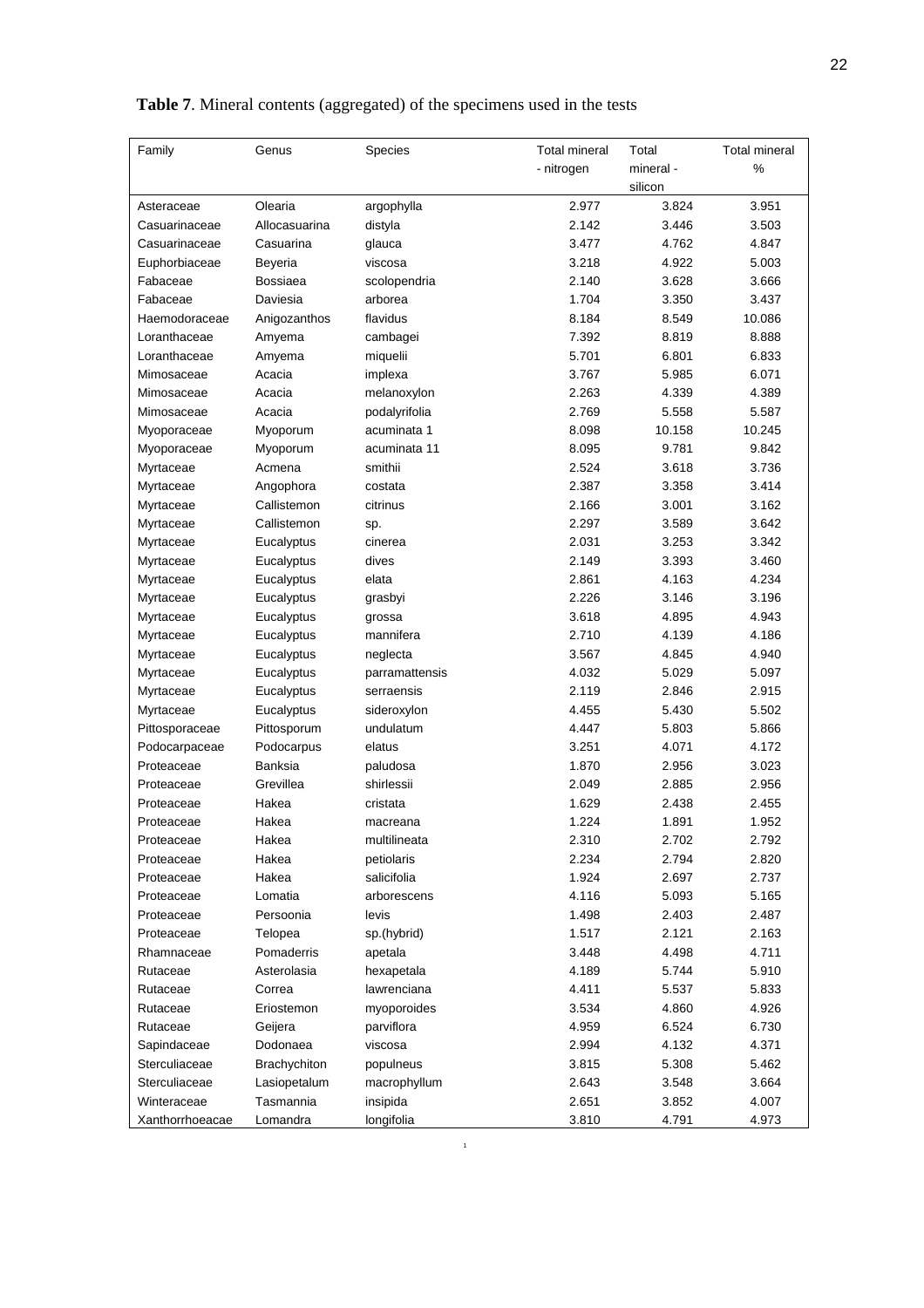**Table 7**. Mineral contents (aggregated) of the specimens used in the tests

| Family | Genus | Species | Total mineral - nitrogen | Total mineral - silicon | Total mineral % |
|---|---|---|---|---|---|
| Asteraceae | Olearia | argophylla | 2.977 | 3.824 | 3.951 |
| Casuarinaceae | Allocasuarina | distyla | 2.142 | 3.446 | 3.503 |
| Casuarinaceae | Casuarina | glauca | 3.477 | 4.762 | 4.847 |
| Euphorbiaceae | Beyeria | viscosa | 3.218 | 4.922 | 5.003 |
| Fabaceae | Bossiaea | scolopendria | 2.140 | 3.628 | 3.666 |
| Fabaceae | Daviesia | arborea | 1.704 | 3.350 | 3.437 |
| Haemodoraceae | Anigozanthos | flavidus | 8.184 | 8.549 | 10.086 |
| Loranthaceae | Amyema | cambagei | 7.392 | 8.819 | 8.888 |
| Loranthaceae | Amyema | miquelii | 5.701 | 6.801 | 6.833 |
| Mimosaceae | Acacia | implexa | 3.767 | 5.985 | 6.071 |
| Mimosaceae | Acacia | melanoxylon | 2.263 | 4.339 | 4.389 |
| Mimosaceae | Acacia | podalyrifolia | 2.769 | 5.558 | 5.587 |
| Myoporaceae | Myoporum | acuminata 1 | 8.098 | 10.158 | 10.245 |
| Myoporaceae | Myoporum | acuminata 11 | 8.095 | 9.781 | 9.842 |
| Myrtaceae | Acmena | smithii | 2.524 | 3.618 | 3.736 |
| Myrtaceae | Angophora | costata | 2.387 | 3.358 | 3.414 |
| Myrtaceae | Callistemon | citrinus | 2.166 | 3.001 | 3.162 |
| Myrtaceae | Callistemon | sp. | 2.297 | 3.589 | 3.642 |
| Myrtaceae | Eucalyptus | cinerea | 2.031 | 3.253 | 3.342 |
| Myrtaceae | Eucalyptus | dives | 2.149 | 3.393 | 3.460 |
| Myrtaceae | Eucalyptus | elata | 2.861 | 4.163 | 4.234 |
| Myrtaceae | Eucalyptus | grasbyi | 2.226 | 3.146 | 3.196 |
| Myrtaceae | Eucalyptus | grossa | 3.618 | 4.895 | 4.943 |
| Myrtaceae | Eucalyptus | mannifera | 2.710 | 4.139 | 4.186 |
| Myrtaceae | Eucalyptus | neglecta | 3.567 | 4.845 | 4.940 |
| Myrtaceae | Eucalyptus | parramattensis | 4.032 | 5.029 | 5.097 |
| Myrtaceae | Eucalyptus | serraensis | 2.119 | 2.846 | 2.915 |
| Myrtaceae | Eucalyptus | sideroxylon | 4.455 | 5.430 | 5.502 |
| Pittosporaceae | Pittosporum | undulatum | 4.447 | 5.803 | 5.866 |
| Podocarpaceae | Podocarpus | elatus | 3.251 | 4.071 | 4.172 |
| Proteaceae | Banksia | paludosa | 1.870 | 2.956 | 3.023 |
| Proteaceae | Grevillea | shirlessii | 2.049 | 2.885 | 2.956 |
| Proteaceae | Hakea | cristata | 1.629 | 2.438 | 2.455 |
| Proteaceae | Hakea | macreana | 1.224 | 1.891 | 1.952 |
| Proteaceae | Hakea | multilineata | 2.310 | 2.702 | 2.792 |
| Proteaceae | Hakea | petiolaris | 2.234 | 2.794 | 2.820 |
| Proteaceae | Hakea | salicifolia | 1.924 | 2.697 | 2.737 |
| Proteaceae | Lomatia | arborescens | 4.116 | 5.093 | 5.165 |
| Proteaceae | Persoonia | levis | 1.498 | 2.403 | 2.487 |
| Proteaceae | Telopea | sp.(hybrid) | 1.517 | 2.121 | 2.163 |
| Rhamnaceae | Pomaderris | apetala | 3.448 | 4.498 | 4.711 |
| Rutaceae | Asterolasia | hexapetala | 4.189 | 5.744 | 5.910 |
| Rutaceae | Correa | lawrenciana | 4.411 | 5.537 | 5.833 |
| Rutaceae | Eriostemon | myoporoides | 3.534 | 4.860 | 4.926 |
| Rutaceae | Geijera | parviflora | 4.959 | 6.524 | 6.730 |
| Sapindaceae | Dodonaea | viscosa | 2.994 | 4.132 | 4.371 |
| Sterculiaceae | Brachychiton | populneus | 3.815 | 5.308 | 5.462 |
| Sterculiaceae | Lasiopetalum | macrophyllum | 2.643 | 3.548 | 3.664 |
| Winteraceae | Tasmannia | insipida | 2.651 | 3.852 | 4.007 |
| Xanthorrhoeacae | Lomandra | longifolia | 3.810 | 4.791 | 4.973 |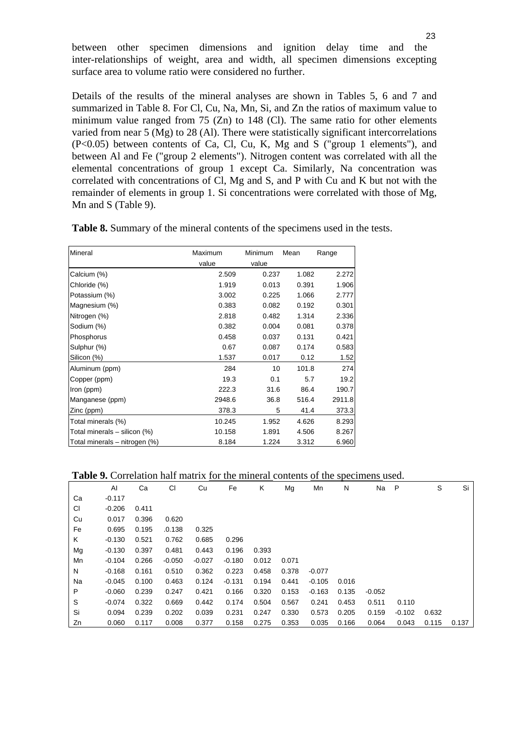between other specimen dimensions and ignition delay time and the inter-relationships of weight, area and width, all specimen dimensions excepting surface area to volume ratio were considered no further.

Details of the results of the mineral analyses are shown in Tables 5, 6 and 7 and summarized in Table 8. For Cl, Cu, Na, Mn, Si, and Zn the ratios of maximum value to minimum value ranged from 75 (Zn) to 148 (Cl). The same ratio for other elements varied from near 5 (Mg) to 28 (Al). There were statistically significant intercorrelations ($P<0.05$) between contents of Ca, Cl, Cu, K, Mg and S ("group 1 elements"), and between Al and Fe ("group 2 elements"). Nitrogen content was correlated with all the elemental concentrations of group 1 except Ca. Similarly, Na concentration was correlated with concentrations of Cl, Mg and S, and P with Cu and K but not with the remainder of elements in group 1. Si concentrations were correlated with those of Mg, Mn and S (Table 9).

**Table 8.** Summary of the mineral contents of the specimens used in the tests.

| Mineral | Maximum value | Minimum value | Mean | Range |
|---|---|---|---|---|
| Calcium (%) | 2.509 | 0.237 | 1.082 | 2.272 |
| Chloride (%) | 1.919 | 0.013 | 0.391 | 1.906 |
| Potassium (%) | 3.002 | 0.225 | 1.066 | 2.777 |
| Magnesium (%) | 0.383 | 0.082 | 0.192 | 0.301 |
| Nitrogen (%) | 2.818 | 0.482 | 1.314 | 2.336 |
| Sodium (%) | 0.382 | 0.004 | 0.081 | 0.378 |
| Phosphorus | 0.458 | 0.037 | 0.131 | 0.421 |
| Sulphur (%) | 0.67 | 0.087 | 0.174 | 0.583 |
| Silicon (%) | 1.537 | 0.017 | 0.12 | 1.52 |
| Aluminum (ppm) | 284 | 10 | 101.8 | 274 |
| Copper (ppm) | 19.3 | 0.1 | 5.7 | 19.2 |
| Iron (ppm) | 222.3 | 31.6 | 86.4 | 190.7 |
| Manganese (ppm) | 2948.6 | 36.8 | 516.4 | 2911.8 |
| Zinc (ppm) | 378.3 | 5 | 41.4 | 373.3 |
| Total minerals (%) | 10.245 | 1.952 | 4.626 | 8.293 |
| Total minerals – silicon (%) | 10.158 | 1.891 | 4.506 | 8.267 |
| Total minerals – nitrogen (%) | 8.184 | 1.224 | 3.312 | 6.960 |

**Table 9.** Correlation half matrix for the mineral contents of the specimens used.

| | Al | Ca | Cl | Cu | Fe | K | Mg | Mn | N | Na | P | S | Si |
|---|---|---|---|---|---|---|---|---|---|---|---|---|---|
| Ca | -0.117 | | | | | | | | | | | | |
| Cl | -0.206 | 0.411 | | | | | | | | | | | |
| Cu | 0.017 | 0.396 | 0.620 | | | | | | | | | | |
| Fe | 0.695 | 0.195 | .0.138 | 0.325 | | | | | | | | | |
| K | -0.130 | 0.521 | 0.762 | 0.685 | 0.296 | | | | | | | | |
| Mg | -0.130 | 0.397 | 0.481 | 0.443 | 0.196 | 0.393 | | | | | | | |
| Mn | -0.104 | 0.266 | -0.050 | -0.027 | -0.180 | 0.012 | 0.071 | | | | | | |
| N | -0.168 | 0.161 | 0.510 | 0.362 | 0.223 | 0.458 | 0.378 | -0.077 | | | | | |
| Na | -0.045 | 0.100 | 0.463 | 0.124 | -0.131 | 0.194 | 0.441 | -0.105 | 0.016 | | | | |
| P | -0.060 | 0.239 | 0.247 | 0.421 | 0.166 | 0.320 | 0.153 | -0.163 | 0.135 | -0.052 | | | |
| S | -0.074 | 0.322 | 0.669 | 0.442 | 0.174 | 0.504 | 0.567 | 0.241 | 0.453 | 0.511 | 0.110 | | |
| Si | 0.094 | 0.239 | 0.202 | 0.039 | 0.231 | 0.247 | 0.330 | 0.573 | 0.205 | 0.159 | -0.102 | 0.632 | |
| Zn | 0.060 | 0.117 | 0.008 | 0.377 | 0.158 | 0.275 | 0.353 | 0.035 | 0.166 | 0.064 | 0.043 | 0.115 | 0.137 |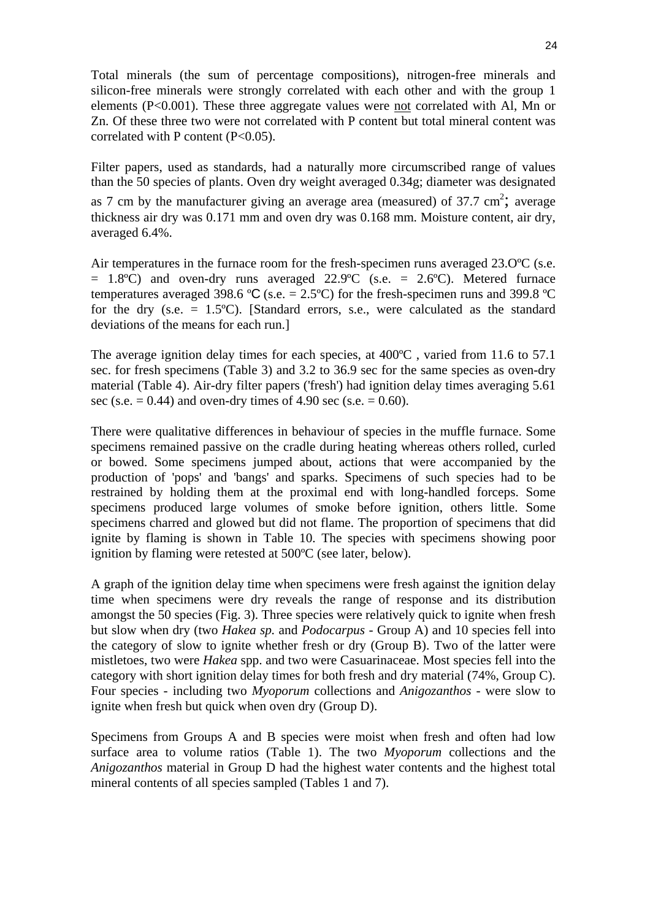Total minerals (the sum of percentage compositions), nitrogen-free minerals and silicon-free minerals were strongly correlated with each other and with the group 1 elements ($P<0.001$). These three aggregate values were <u>not</u> correlated with Al, Mn or Zn. Of these three two were not correlated with P content but total mineral content was correlated with P content ($P<0.05$).

Filter papers, used as standards, had a naturally more circumscribed range of values than the 50 species of plants. Oven dry weight averaged 0.34g; diameter was designated as 7 cm by the manufacturer giving an average area (measured) of 37.7 $cm^2$; average thickness air dry was 0.171 mm and oven dry was 0.168 mm. Moisture content, air dry, averaged 6.4%.

Air temperatures in the furnace room for the fresh-specimen runs averaged 23.OºC (s.e. = 1.8ºC) and oven-dry runs averaged 22.9ºC (s.e. = 2.6ºC). Metered furnace temperatures averaged 398.6 ºC (s.e. = 2.5ºC) for the fresh-specimen runs and 399.8 ºC for the dry (s.e. = 1.5ºC). [Standard errors, s.e., were calculated as the standard deviations of the means for each run.]

The average ignition delay times for each species, at 400ºC , varied from 11.6 to 57.1 sec. for fresh specimens (Table 3) and 3.2 to 36.9 sec for the same species as oven-dry material (Table 4). Air-dry filter papers ('fresh') had ignition delay times averaging 5.61 sec (s.e. = 0.44) and oven-dry times of 4.90 sec (s.e. = 0.60).

There were qualitative differences in behaviour of species in the muffle furnace. Some specimens remained passive on the cradle during heating whereas others rolled, curled or bowed. Some specimens jumped about, actions that were accompanied by the production of 'pops' and 'bangs' and sparks. Specimens of such species had to be restrained by holding them at the proximal end with long-handled forceps. Some specimens produced large volumes of smoke before ignition, others little. Some specimens charred and glowed but did not flame. The proportion of specimens that did ignite by flaming is shown in Table 10. The species with specimens showing poor ignition by flaming were retested at 500ºC (see later, below).

A graph of the ignition delay time when specimens were fresh against the ignition delay time when specimens were dry reveals the range of response and its distribution amongst the 50 species (Fig. 3). Three species were relatively quick to ignite when fresh but slow when dry (two *Hakea sp.* and *Podocarpus* - Group A) and 10 species fell into the category of slow to ignite whether fresh or dry (Group B). Two of the latter were mistletoes, two were *Hakea* spp. and two were Casuarinaceae. Most species fell into the category with short ignition delay times for both fresh and dry material (74%, Group C). Four species - including two *Myoporum* collections and *Anigozanthos* - were slow to ignite when fresh but quick when oven dry (Group D).

Specimens from Groups A and B species were moist when fresh and often had low surface area to volume ratios (Table 1). The two *Myoporum* collections and the *Anigozanthos* material in Group D had the highest water contents and the highest total mineral contents of all species sampled (Tables 1 and 7).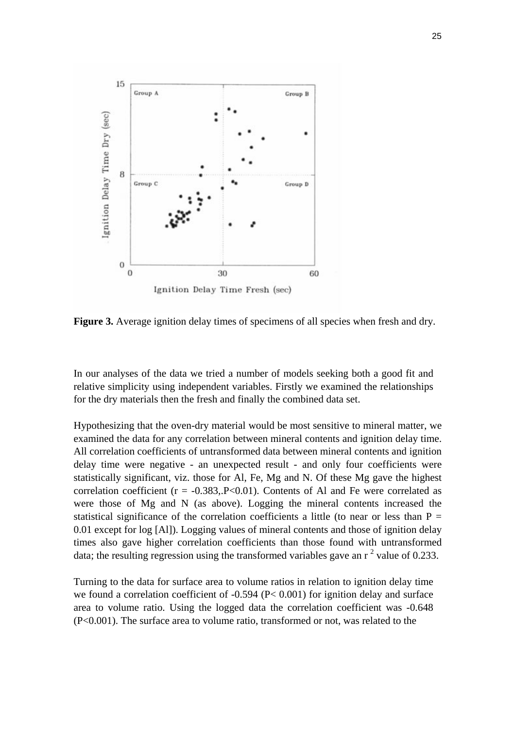**Figure 3.** Average ignition delay times of specimens of all species when fresh and dry.

In our analyses of the data we tried a number of models seeking both a good fit and relative simplicity using independent variables. Firstly we examined the relationships for the dry materials then the fresh and finally the combined data set.

Hypothesizing that the oven-dry material would be most sensitive to mineral matter, we examined the data for any correlation between mineral contents and ignition delay time. All correlation coefficients of untransformed data between mineral contents and ignition delay time were negative - an unexpected result - and only four coefficients were statistically significant, viz. those for Al, Fe, Mg and N. Of these Mg gave the highest correlation coefficient ($r = -0.383$,.$P<0.01$). Contents of Al and Fe were correlated as were those of Mg and N (as above). Logging the mineral contents increased the statistical significance of the correlation coefficients a little (to near or less than $P = 0.01$ except for log [Al]). Logging values of mineral contents and those of ignition delay times also gave higher correlation coefficients than those found with untransformed data; the resulting regression using the transformed variables gave an $r^2$ value of 0.233.

Turning to the data for surface area to volume ratios in relation to ignition delay time we found a correlation coefficient of -0.594 ($P< 0.001$) for ignition delay and surface area to volume ratio. Using the logged data the correlation coefficient was -0.648 ($P<0.001$). The surface area to volume ratio, transformed or not, was related to the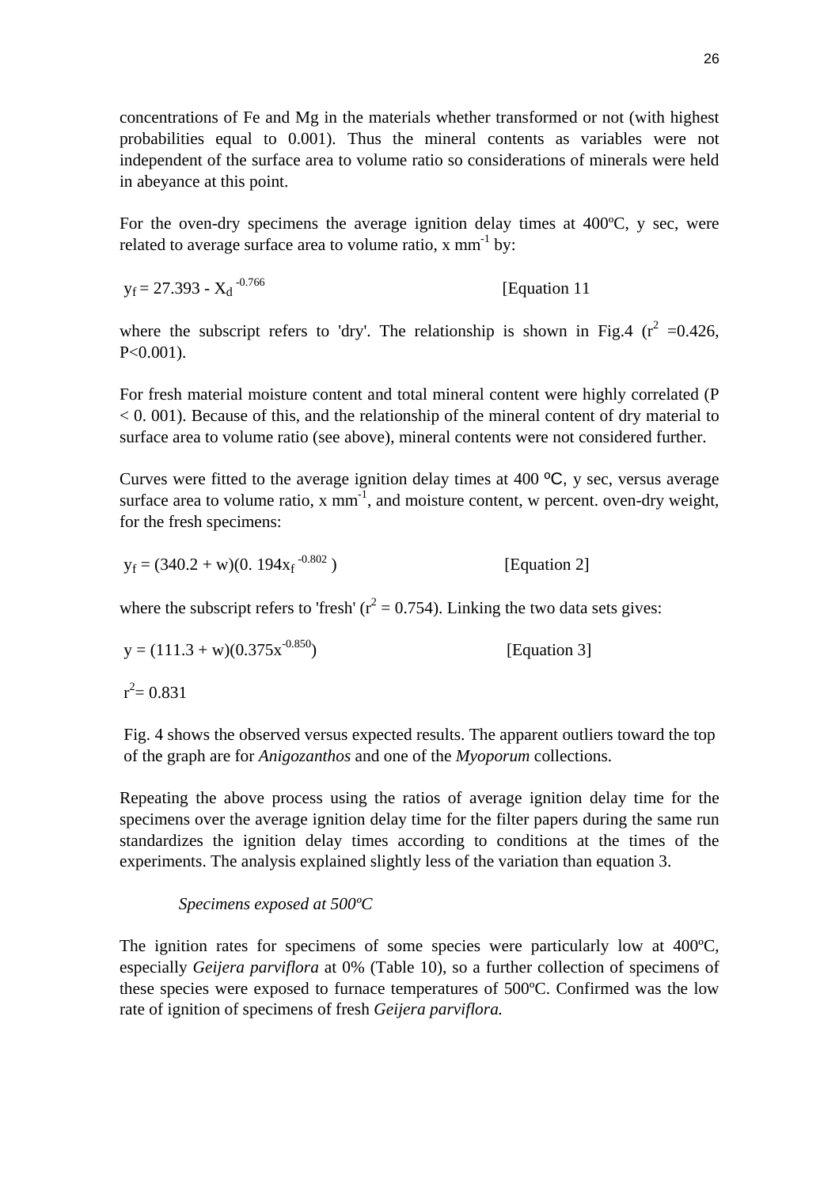concentrations of Fe and Mg in the materials whether transformed or not (with highest probabilities equal to 0.001). Thus the mineral contents as variables were not independent of the surface area to volume ratio so considerations of minerals were held in abeyance at this point.

For the oven-dry specimens the average ignition delay times at 400ºC, y sec, were related to average surface area to volume ratio, x $mm^{-1}$ by:

$$y_f = 27.393 - X_d^{-0.766} \quad \text{[Equation 11}$$

where the subscript refers to 'dry'. The relationship is shown in Fig.4 ($r^2$ =0.426, P<0.001).

For fresh material moisture content and total mineral content were highly correlated (P < 0. 001). Because of this, and the relationship of the mineral content of dry material to surface area to volume ratio (see above), mineral contents were not considered further.

Curves were fitted to the average ignition delay times at 400 ºC, y sec, versus average surface area to volume ratio, x $mm^{-1}$, and moisture content, w percent. oven-dry weight, for the fresh specimens:

$$y_f = (340.2 + w)(0.194x_f^{-0.802}) \quad \text{[Equation 2]}$$

where the subscript refers to 'fresh' ($r^2$ = 0.754). Linking the two data sets gives:

$$y = (111.3 + w)(0.375x^{-0.850}) \quad \text{[Equation 3]}$$

$r^2$= 0.831

Fig. 4 shows the observed versus expected results. The apparent outliers toward the top of the graph are for *Anigozanthos* and one of the *Myoporum* collections.

Repeating the above process using the ratios of average ignition delay time for the specimens over the average ignition delay time for the filter papers during the same run standardizes the ignition delay times according to conditions at the times of the experiments. The analysis explained slightly less of the variation than equation 3.

*Specimens exposed at 500ºC*

The ignition rates for specimens of some species were particularly low at 400ºC, especially *Geijera parviflora* at 0% (Table 10), so a further collection of specimens of these species were exposed to furnace temperatures of 500ºC. Confirmed was the low rate of ignition of specimens of fresh *Geijera parviflora.*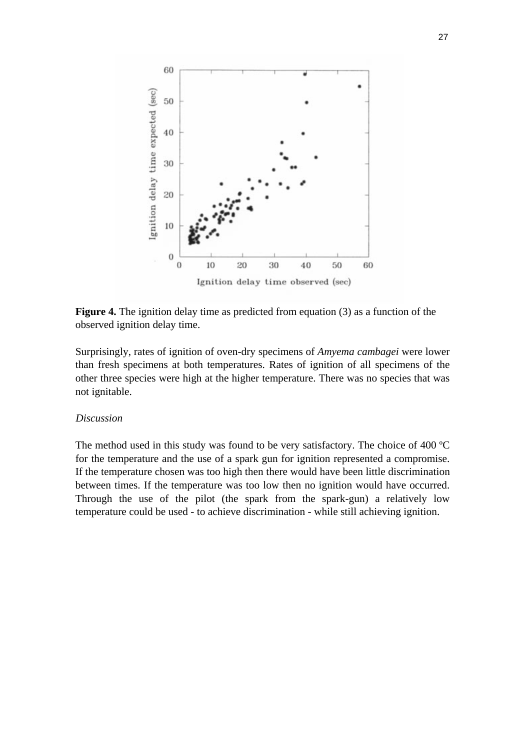**Figure 4.** The ignition delay time as predicted from equation (3) as a function of the observed ignition delay time.

Surprisingly, rates of ignition of oven-dry specimens of *Amyema cambagei* were lower than fresh specimens at both temperatures. Rates of ignition of all specimens of the other three species were high at the higher temperature. There was no species that was not ignitable.

*Discussion*

The method used in this study was found to be very satisfactory. The choice of 400 ºC for the temperature and the use of a spark gun for ignition represented a compromise. If the temperature chosen was too high then there would have been little discrimination between times. If the temperature was too low then no ignition would have occurred. Through the use of the pilot (the spark from the spark-gun) a relatively low temperature could be used - to achieve discrimination - while still achieving ignition.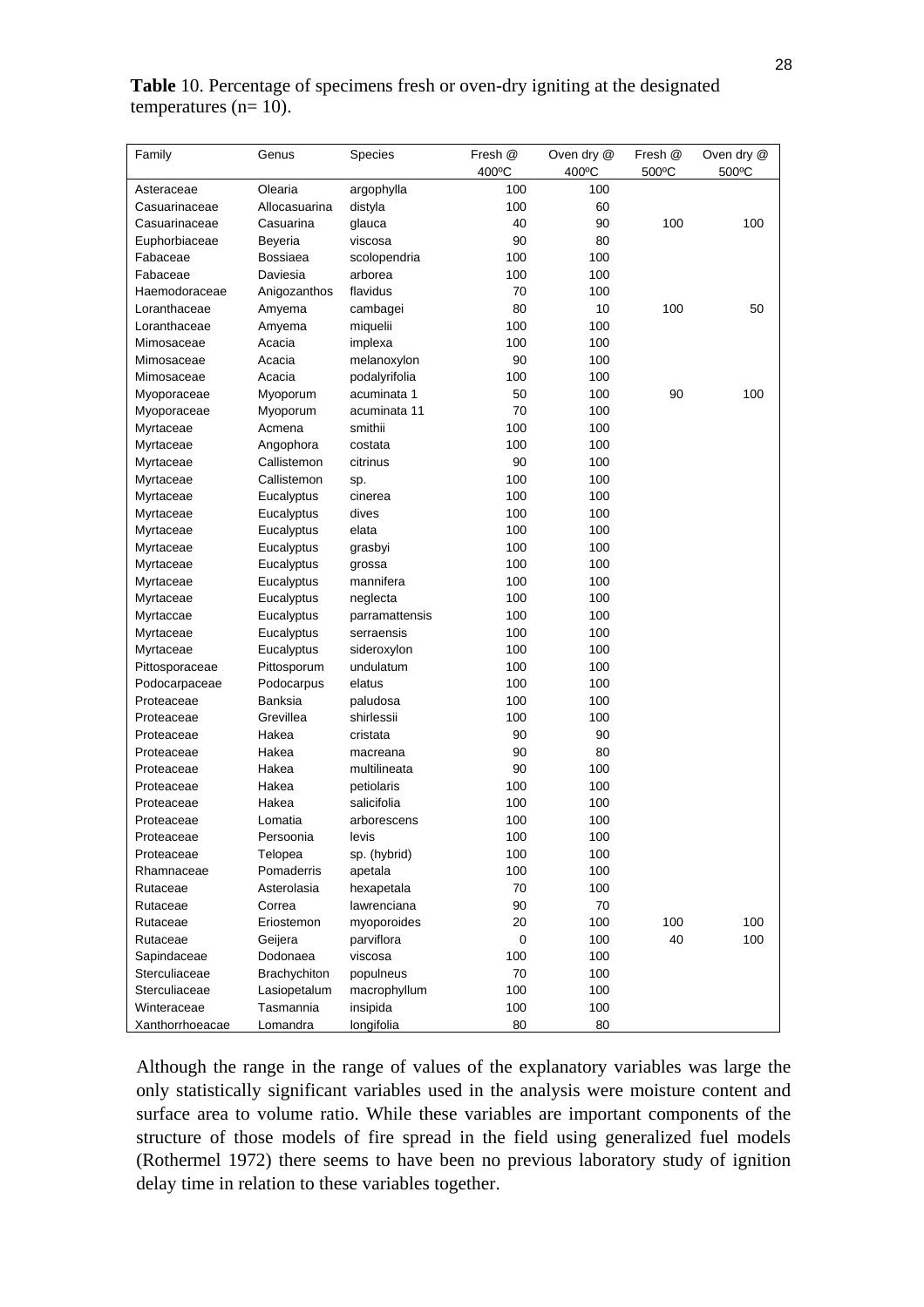**Table** 10. Percentage of specimens fresh or oven-dry igniting at the designated temperatures (n= 10).

| Family | Genus | Species | Fresh @ 400ºC | Oven dry @ 400ºC | Fresh @ 500ºC | Oven dry @ 500ºC |
|---|---|---|---|---|---|---|
| Asteraceae | Olearia | argophylla | 100 | 100 | | |
| Casuarinaceae | Allocasuarina | distyla | 100 | 60 | | |
| Casuarinaceae | Casuarina | glauca | 40 | 90 | 100 | 100 |
| Euphorbiaceae | Beyeria | viscosa | 90 | 80 | | |
| Fabaceae | Bossiaea | scolopendria | 100 | 100 | | |
| Fabaceae | Daviesia | arborea | 100 | 100 | | |
| Haemodoraceae | Anigozanthos | flavidus | 70 | 100 | | |
| Loranthaceae | Amyema | cambagei | 80 | 10 | 100 | 50 |
| Loranthaceae | Amyema | miquelii | 100 | 100 | | |
| Mimosaceae | Acacia | implexa | 100 | 100 | | |
| Mimosaceae | Acacia | melanoxylon | 90 | 100 | | |
| Mimosaceae | Acacia | podalyrifolia | 100 | 100 | | |
| Myoporaceae | Myoporum | acuminata 1 | 50 | 100 | 90 | 100 |
| Myoporaceae | Myoporum | acuminata 11 | 70 | 100 | | |
| Myrtaceae | Acmena | smithii | 100 | 100 | | |
| Myrtaceae | Angophora | costata | 100 | 100 | | |
| Myrtaceae | Callistemon | citrinus | 90 | 100 | | |
| Myrtaceae | Callistemon | sp. | 100 | 100 | | |
| Myrtaceae | Eucalyptus | cinerea | 100 | 100 | | |
| Myrtaceae | Eucalyptus | dives | 100 | 100 | | |
| Myrtaceae | Eucalyptus | elata | 100 | 100 | | |
| Myrtaceae | Eucalyptus | grasbyi | 100 | 100 | | |
| Myrtaceae | Eucalyptus | grossa | 100 | 100 | | |
| Myrtaceae | Eucalyptus | mannifera | 100 | 100 | | |
| Myrtaceae | Eucalyptus | neglecta | 100 | 100 | | |
| Myrtaccae | Eucalyptus | parramattensis | 100 | 100 | | |
| Myrtaceae | Eucalyptus | serraensis | 100 | 100 | | |
| Myrtaceae | Eucalyptus | sideroxylon | 100 | 100 | | |
| Pittosporaceae | Pittosporum | undulatum | 100 | 100 | | |
| Podocarpaceae | Podocarpus | elatus | 100 | 100 | | |
| Proteaceae | Banksia | paludosa | 100 | 100 | | |
| Proteaceae | Grevillea | shirlessii | 100 | 100 | | |
| Proteaceae | Hakea | cristata | 90 | 90 | | |
| Proteaceae | Hakea | macreana | 90 | 80 | | |
| Proteaceae | Hakea | multilineata | 90 | 100 | | |
| Proteaceae | Hakea | petiolaris | 100 | 100 | | |
| Proteaceae | Hakea | salicifolia | 100 | 100 | | |
| Proteaceae | Lomatia | arborescens | 100 | 100 | | |
| Proteaceae | Persoonia | levis | 100 | 100 | | |
| Proteaceae | Telopea | sp. (hybrid) | 100 | 100 | | |
| Rhamnaceae | Pomaderris | apetala | 100 | 100 | | |
| Rutaceae | Asterolasia | hexapetala | 70 | 100 | | |
| Rutaceae | Correa | lawrenciana | 90 | 70 | | |
| Rutaceae | Eriostemon | myoporoides | 20 | 100 | 100 | 100 |
| Rutaceae | Geijera | parviflora | 0 | 100 | 40 | 100 |
| Sapindaceae | Dodonaea | viscosa | 100 | 100 | | |
| Sterculiaceae | Brachychiton | populneus | 70 | 100 | | |
| Sterculiaceae | Lasiopetalum | macrophyllum | 100 | 100 | | |
| Winteraceae | Tasmannia | insipida | 100 | 100 | | |
| Xanthorrhoeacae | Lomandra | longifolia | 80 | 80 | | |

Although the range in the range of values of the explanatory variables was large the only statistically significant variables used in the analysis were moisture content and surface area to volume ratio. While these variables are important components of the structure of those models of fire spread in the field using generalized fuel models (Rothermel 1972) there seems to have been no previous laboratory study of ignition delay time in relation to these variables together.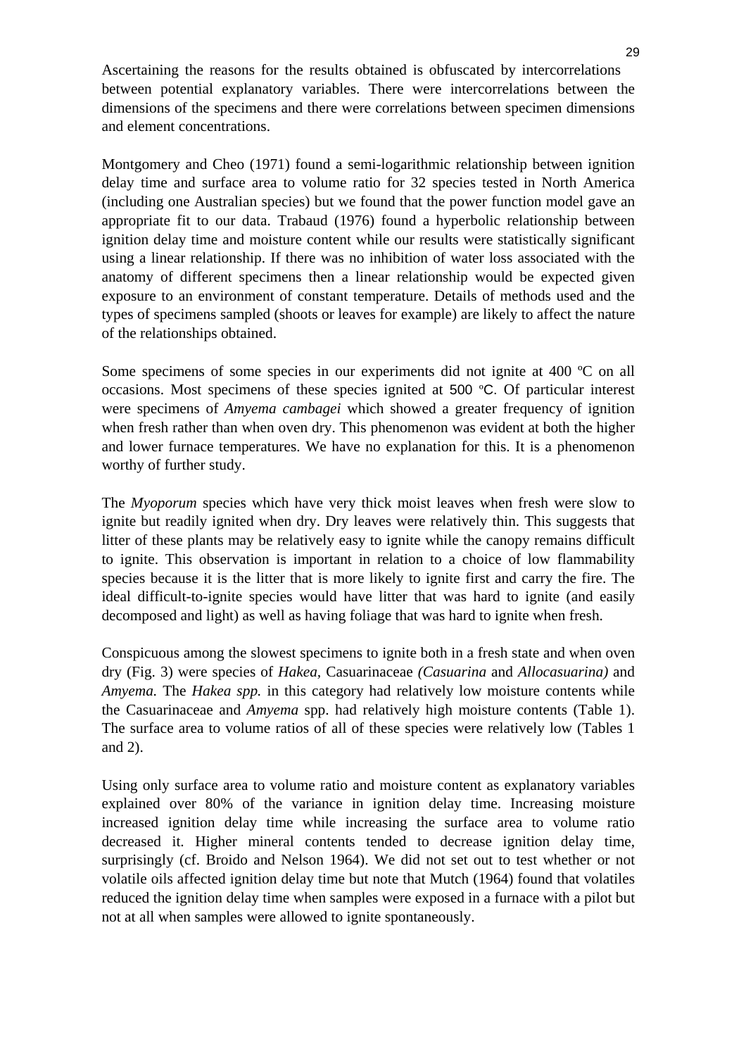Ascertaining the reasons for the results obtained is obfuscated by intercorrelations between potential explanatory variables. There were intercorrelations between the dimensions of the specimens and there were correlations between specimen dimensions and element concentrations.

Montgomery and Cheo (1971) found a semi-logarithmic relationship between ignition delay time and surface area to volume ratio for 32 species tested in North America (including one Australian species) but we found that the power function model gave an appropriate fit to our data. Trabaud (1976) found a hyperbolic relationship between ignition delay time and moisture content while our results were statistically significant using a linear relationship. If there was no inhibition of water loss associated with the anatomy of different specimens then a linear relationship would be expected given exposure to an environment of constant temperature. Details of methods used and the types of specimens sampled (shoots or leaves for example) are likely to affect the nature of the relationships obtained.

Some specimens of some species in our experiments did not ignite at 400 ºC on all occasions. Most specimens of these species ignited at 500 ºC. Of particular interest were specimens of *Amyema cambagei* which showed a greater frequency of ignition when fresh rather than when oven dry. This phenomenon was evident at both the higher and lower furnace temperatures. We have no explanation for this. It is a phenomenon worthy of further study.

The *Myoporum* species which have very thick moist leaves when fresh were slow to ignite but readily ignited when dry. Dry leaves were relatively thin. This suggests that litter of these plants may be relatively easy to ignite while the canopy remains difficult to ignite. This observation is important in relation to a choice of low flammability species because it is the litter that is more likely to ignite first and carry the fire. The ideal difficult-to-ignite species would have litter that was hard to ignite (and easily decomposed and light) as well as having foliage that was hard to ignite when fresh.

Conspicuous among the slowest specimens to ignite both in a fresh state and when oven dry (Fig. 3) were species of *Hakea*, Casuarinaceae *(Casuarina* and *Allocasuarina)* and *Amyema.* The *Hakea spp.* in this category had relatively low moisture contents while the Casuarinaceae and *Amyema* spp. had relatively high moisture contents (Table 1). The surface area to volume ratios of all of these species were relatively low (Tables 1 and 2).

Using only surface area to volume ratio and moisture content as explanatory variables explained over 80% of the variance in ignition delay time. Increasing moisture increased ignition delay time while increasing the surface area to volume ratio decreased it. Higher mineral contents tended to decrease ignition delay time, surprisingly (cf. Broido and Nelson 1964). We did not set out to test whether or not volatile oils affected ignition delay time but note that Mutch (1964) found that volatiles reduced the ignition delay time when samples were exposed in a furnace with a pilot but not at all when samples were allowed to ignite spontaneously.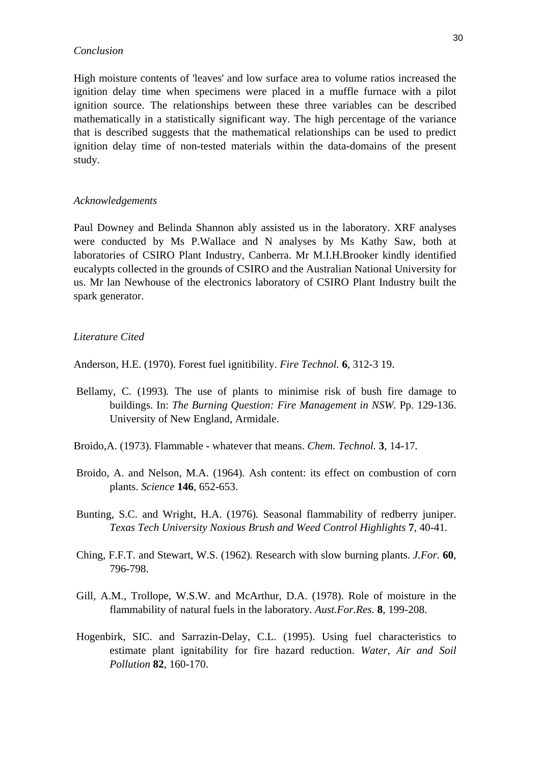*Conclusion*

High moisture contents of 'leaves' and low surface area to volume ratios increased the ignition delay time when specimens were placed in a muffle furnace with a pilot ignition source. The relationships between these three variables can be described mathematically in a statistically significant way. The high percentage of the variance that is described suggests that the mathematical relationships can be used to predict ignition delay time of non-tested materials within the data-domains of the present study.

*Acknowledgements*

Paul Downey and Belinda Shannon ably assisted us in the laboratory. XRF analyses were conducted by Ms P.Wallace and N analyses by Ms Kathy Saw, both at laboratories of CSIRO Plant Industry, Canberra. Mr M.I.H.Brooker kindly identified eucalypts collected in the grounds of CSIRO and the Australian National University for us. Mr lan Newhouse of the electronics laboratory of CSIRO Plant Industry built the spark generator.

*Literature Cited*

Anderson, H.E. (1970). Forest fuel ignitibility. *Fire Technol.* **6**, 312-3 19.

Bellamy, C. (1993). The use of plants to minimise risk of bush fire damage to buildings. In: *The Burning Question: Fire Management in NSW*. Pp. 129-136. University of New England, Armidale.

Broido,A. (1973). Flammable - whatever that means. *Chem. Technol.* **3**, 14-17.

Broido, A. and Nelson, M.A. (1964). Ash content: its effect on combustion of corn plants. *Science* **146**, 652-653.

Bunting, S.C. and Wright, H.A. (1976). Seasonal flammability of redberry juniper. *Texas Tech University Noxious Brush and Weed Control Highlights* **7**, 40-41.

Ching, F.F.T. and Stewart, W.S. (1962). Research with slow burning plants. *J.For.* **60**, 796-798.

Gill, A.M., Trollope, W.S.W. and McArthur, D.A. (1978). Role of moisture in the flammability of natural fuels in the laboratory. *Aust.For.Res.* **8**, 199-208.

Hogenbirk, SIC. and Sarrazin-Delay, C.L. (1995). Using fuel characteristics to estimate plant ignitability for fire hazard reduction. *Water, Air and Soil Pollution* **82**, 160-170.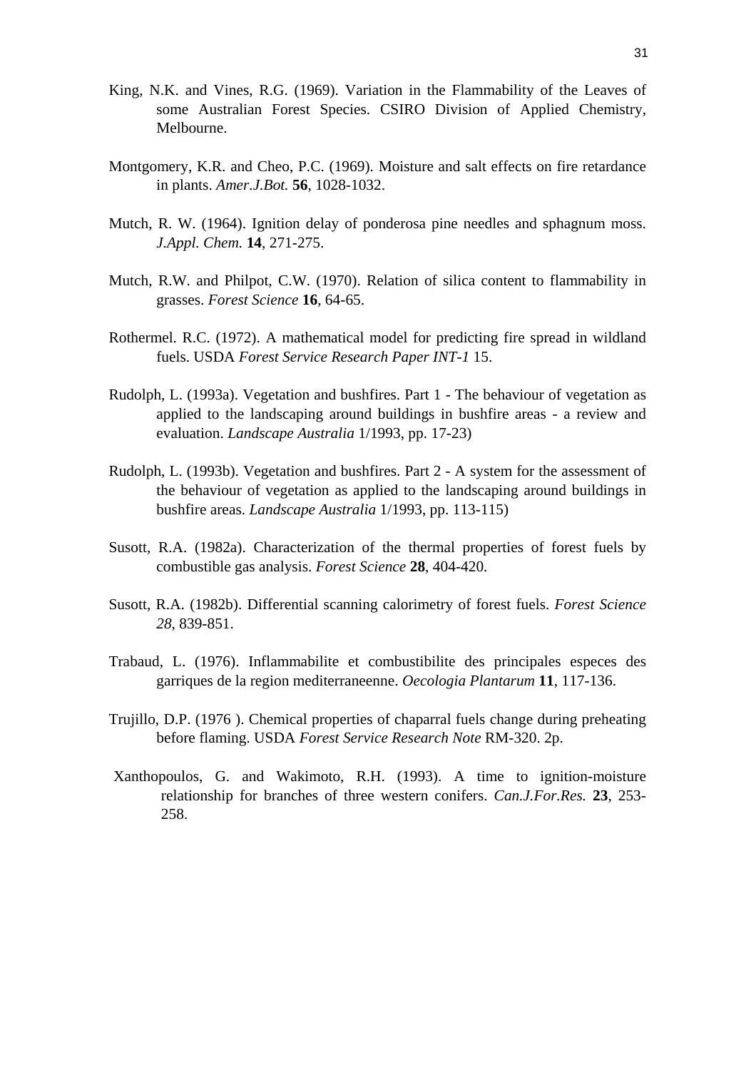King, N.K. and Vines, R.G. (1969). Variation in the Flammability of the Leaves of some Australian Forest Species. CSIRO Division of Applied Chemistry, Melbourne.

Montgomery, K.R. and Cheo, P.C. (1969). Moisture and salt effects on fire retardance in plants. *Amer.J.Bot.* **56**, 1028-1032.

Mutch, R. W. (1964). Ignition delay of ponderosa pine needles and sphagnum moss. *J.Appl. Chem.* **14**, 271-275.

Mutch, R.W. and Philpot, C.W. (1970). Relation of silica content to flammability in grasses. *Forest Science* **16**, 64-65.

Rothermel. R.C. (1972). A mathematical model for predicting fire spread in wildland fuels. USDA *Forest Service Research Paper INT-1* 15.

Rudolph, L. (1993a). Vegetation and bushfires. Part 1 - The behaviour of vegetation as applied to the landscaping around buildings in bushfire areas - a review and evaluation. *Landscape Australia* 1/1993, pp. 17-23)

Rudolph, L. (1993b). Vegetation and bushfires. Part 2 - A system for the assessment of the behaviour of vegetation as applied to the landscaping around buildings in bushfire areas. *Landscape Australia* 1/1993, pp. 113-115)

Susott, R.A. (1982a). Characterization of the thermal properties of forest fuels by combustible gas analysis. *Forest Science* **28**, 404-420.

Susott, R.A. (1982b). Differential scanning calorimetry of forest fuels. *Forest Science 28*, 839-851.

Trabaud, L. (1976). Inflammabilite et combustibilite des principales especes des garriques de la region mediterraneenne. *Oecologia Plantarum* **11**, 117-136.

Trujillo, D.P. (1976 ). Chemical properties of chaparral fuels change during preheating before flaming. USDA *Forest Service Research Note* RM-320. 2p.

Xanthopoulos, G. and Wakimoto, R.H. (1993). A time to ignition-moisture relationship for branches of three western conifers. *Can.J.For.Res.* **23**, 253-258.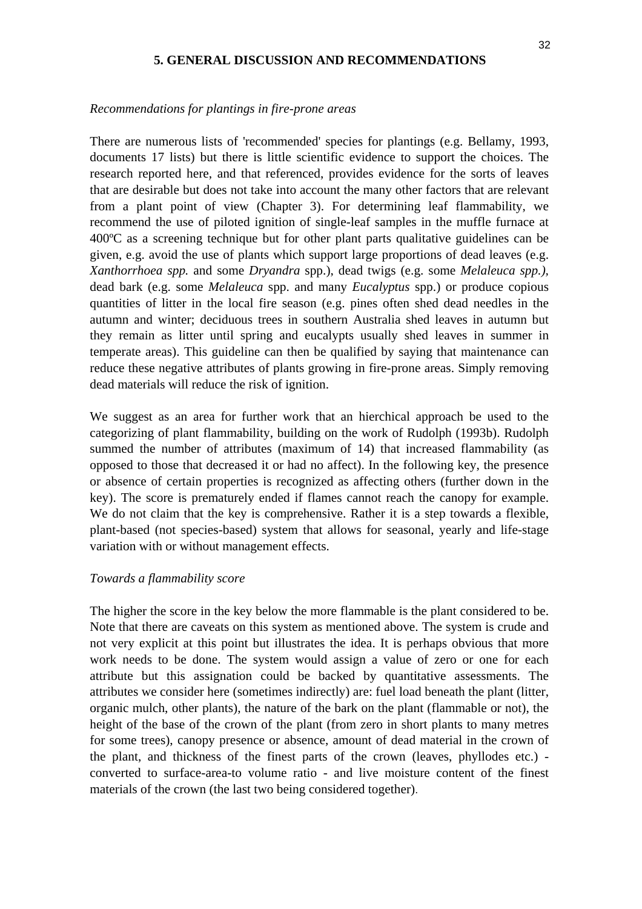## 5. GENERAL DISCUSSION AND RECOMMENDATIONS

*Recommendations for plantings in fire-prone areas*

There are numerous lists of 'recommended' species for plantings (e.g. Bellamy, 1993, documents 17 lists) but there is little scientific evidence to support the choices. The research reported here, and that referenced, provides evidence for the sorts of leaves that are desirable but does not take into account the many other factors that are relevant from a plant point of view (Chapter 3). For determining leaf flammability, we recommend the use of piloted ignition of single-leaf samples in the muffle furnace at 400ºC as a screening technique but for other plant parts qualitative guidelines can be given, e.g. avoid the use of plants which support large proportions of dead leaves (e.g. *Xanthorrhoea spp.* and some *Dryandra* spp.), dead twigs (e.g. some *Melaleuca spp.)*, dead bark (e.g. some *Melaleuca* spp. and many *Eucalyptus* spp.) or produce copious quantities of litter in the local fire season (e.g. pines often shed dead needles in the autumn and winter; deciduous trees in southern Australia shed leaves in autumn but they remain as litter until spring and eucalypts usually shed leaves in summer in temperate areas). This guideline can then be qualified by saying that maintenance can reduce these negative attributes of plants growing in fire-prone areas. Simply removing dead materials will reduce the risk of ignition.

We suggest as an area for further work that an hierchical approach be used to the categorizing of plant flammability, building on the work of Rudolph (1993b). Rudolph summed the number of attributes (maximum of 14) that increased flammability (as opposed to those that decreased it or had no affect). In the following key, the presence or absence of certain properties is recognized as affecting others (further down in the key). The score is prematurely ended if flames cannot reach the canopy for example. We do not claim that the key is comprehensive. Rather it is a step towards a flexible, plant-based (not species-based) system that allows for seasonal, yearly and life-stage variation with or without management effects.

*Towards a flammability score*

The higher the score in the key below the more flammable is the plant considered to be. Note that there are caveats on this system as mentioned above. The system is crude and not very explicit at this point but illustrates the idea. It is perhaps obvious that more work needs to be done. The system would assign a value of zero or one for each attribute but this assignation could be backed by quantitative assessments. The attributes we consider here (sometimes indirectly) are: fuel load beneath the plant (litter, organic mulch, other plants), the nature of the bark on the plant (flammable or not), the height of the base of the crown of the plant (from zero in short plants to many metres for some trees), canopy presence or absence, amount of dead material in the crown of the plant, and thickness of the finest parts of the crown (leaves, phyllodes etc.) - converted to surface-area-to volume ratio - and live moisture content of the finest materials of the crown (the last two being considered together).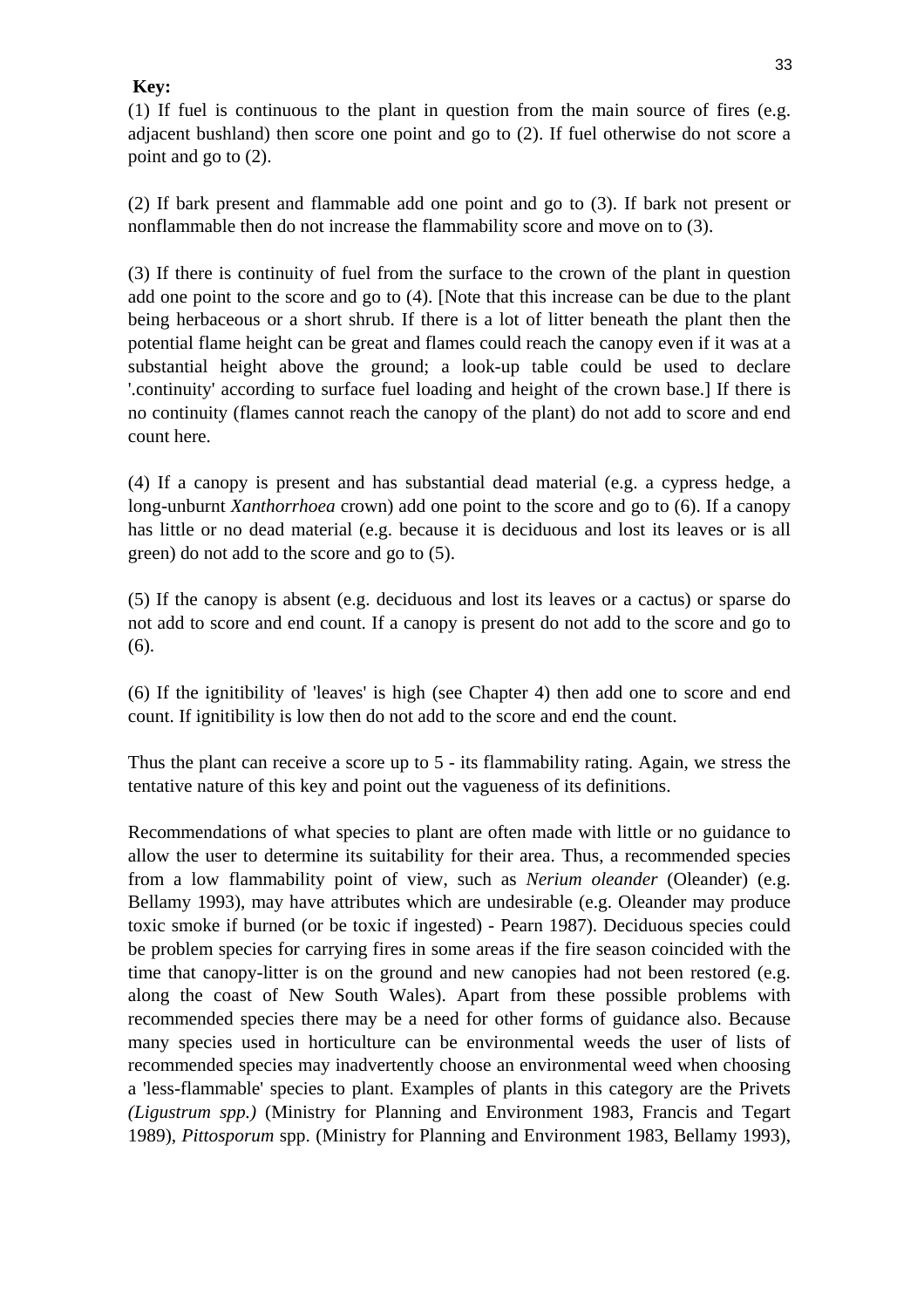**Key:**

(1) If fuel is continuous to the plant in question from the main source of fires (e.g. adjacent bushland) then score one point and go to (2). If fuel otherwise do not score a point and go to (2).

(2) If bark present and flammable add one point and go to (3). If bark not present or nonflammable then do not increase the flammability score and move on to (3).

(3) If there is continuity of fuel from the surface to the crown of the plant in question add one point to the score and go to (4). [Note that this increase can be due to the plant being herbaceous or a short shrub. If there is a lot of litter beneath the plant then the potential flame height can be great and flames could reach the canopy even if it was at a substantial height above the ground; a look-up table could be used to declare '.continuity' according to surface fuel loading and height of the crown base.] If there is no continuity (flames cannot reach the canopy of the plant) do not add to score and end count here.

(4) If a canopy is present and has substantial dead material (e.g. a cypress hedge, a long-unburnt *Xanthorrhoea* crown) add one point to the score and go to (6). If a canopy has little or no dead material (e.g. because it is deciduous and lost its leaves or is all green) do not add to the score and go to (5).

(5) If the canopy is absent (e.g. deciduous and lost its leaves or a cactus) or sparse do not add to score and end count. If a canopy is present do not add to the score and go to (6).

(6) If the ignitibility of 'leaves' is high (see Chapter 4) then add one to score and end count. If ignitibility is low then do not add to the score and end the count.

Thus the plant can receive a score up to 5 - its flammability rating. Again, we stress the tentative nature of this key and point out the vagueness of its definitions.

Recommendations of what species to plant are often made with little or no guidance to allow the user to determine its suitability for their area. Thus, a recommended species from a low flammability point of view, such as *Nerium oleander* (Oleander) (e.g. Bellamy 1993), may have attributes which are undesirable (e.g. Oleander may produce toxic smoke if burned (or be toxic if ingested) - Pearn 1987). Deciduous species could be problem species for carrying fires in some areas if the fire season coincided with the time that canopy-litter is on the ground and new canopies had not been restored (e.g. along the coast of New South Wales). Apart from these possible problems with recommended species there may be a need for other forms of guidance also. Because many species used in horticulture can be environmental weeds the user of lists of recommended species may inadvertently choose an environmental weed when choosing a 'less-flammable' species to plant. Examples of plants in this category are the Privets *(Ligustrum spp.)* (Ministry for Planning and Environment 1983, Francis and Tegart 1989), *Pittosporum* spp. (Ministry for Planning and Environment 1983, Bellamy 1993),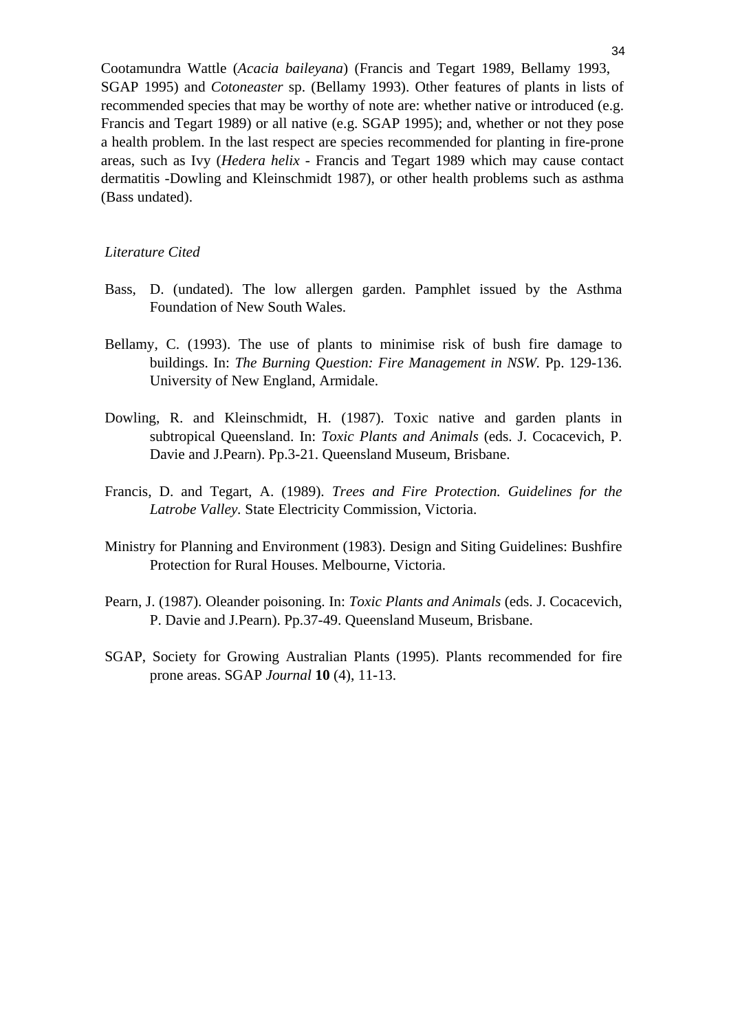Cootamundra Wattle (*Acacia baileyana*) (Francis and Tegart 1989, Bellamy 1993, SGAP 1995) and *Cotoneaster* sp. (Bellamy 1993). Other features of plants in lists of recommended species that may be worthy of note are: whether native or introduced (e.g. Francis and Tegart 1989) or all native (e.g. SGAP 1995); and, whether or not they pose a health problem. In the last respect are species recommended for planting in fire-prone areas, such as Ivy (*Hedera helix* - Francis and Tegart 1989 which may cause contact dermatitis -Dowling and Kleinschmidt 1987), or other health problems such as asthma (Bass undated).

*Literature Cited*

Bass, D. (undated). The low allergen garden. Pamphlet issued by the Asthma Foundation of New South Wales.

Bellamy, C. (1993). The use of plants to minimise risk of bush fire damage to buildings. In: *The Burning Question: Fire Management in NSW.* Pp. 129-136. University of New England, Armidale.

Dowling, R. and Kleinschmidt, H. (1987). Toxic native and garden plants in subtropical Queensland. In: *Toxic Plants and Animals* (eds. J. Cocacevich, P. Davie and J.Pearn). Pp.3-21. Queensland Museum, Brisbane.

Francis, D. and Tegart, A. (1989). *Trees and Fire Protection. Guidelines for the Latrobe Valley.* State Electricity Commission, Victoria.

Ministry for Planning and Environment (1983). Design and Siting Guidelines: Bushfire Protection for Rural Houses. Melbourne, Victoria.

Pearn, J. (1987). Oleander poisoning. In: *Toxic Plants and Animals* (eds. J. Cocacevich, P. Davie and J.Pearn). Pp.37-49. Queensland Museum, Brisbane.

SGAP, Society for Growing Australian Plants (1995). Plants recommended for fire prone areas. SGAP *Journal* **10** (4), 11-13.